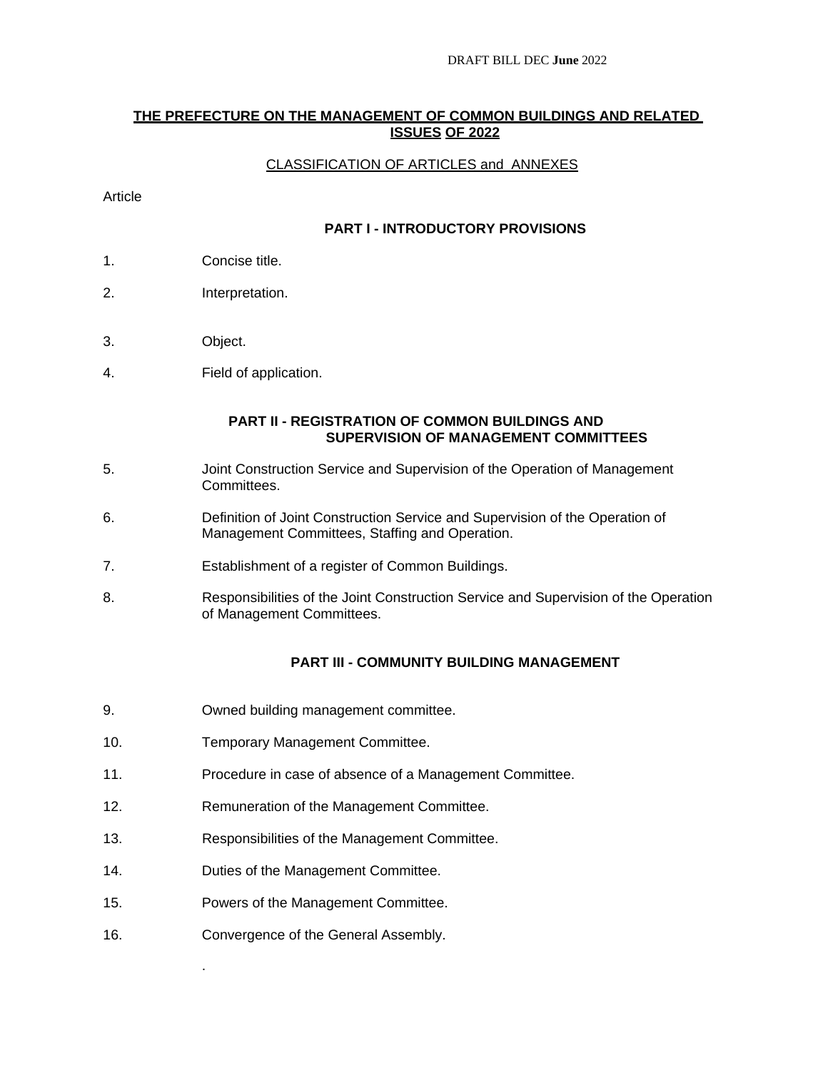DRAFT BILL DEC **June** 2022

# THE PREFECTURE ON THE MANAGEMENT OF COMMON BUILDINGS AND RELATED ISSUES OF 2022

CLASSIFICATION OF ARTICLES and ANNEXES

Article

## PART I - INTRODUCTORY PROVISIONS

1. Concise title.
2. Interpretation.
3. Object.
4. Field of application.

## PART II - REGISTRATION OF COMMON BUILDINGS AND SUPERVISION OF MANAGEMENT COMMITTEES

5. Joint Construction Service and Supervision of the Operation of Management Committees.
6. Definition of Joint Construction Service and Supervision of the Operation of Management Committees, Staffing and Operation.
7. Establishment of a register of Common Buildings.
8. Responsibilities of the Joint Construction Service and Supervision of the Operation of Management Committees.

## PART III - COMMUNITY BUILDING MANAGEMENT

9. Owned building management committee.
10. Temporary Management Committee.
11. Procedure in case of absence of a Management Committee.
12. Remuneration of the Management Committee.
13. Responsibilities of the Management Committee.
14. Duties of the Management Committee.
15. Powers of the Management Committee.
16. Convergence of the General Assembly.

.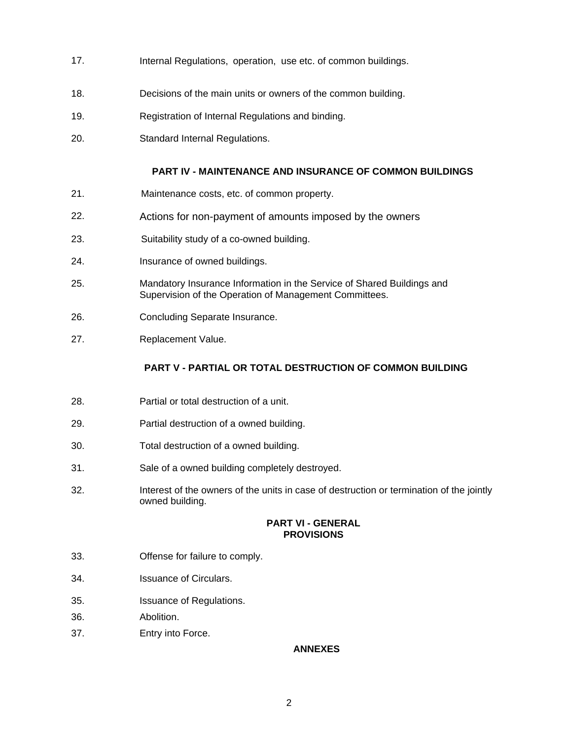17. Internal Regulations, operation, use etc. of common buildings.

18. Decisions of the main units or owners of the common building.

19. Registration of Internal Regulations and binding.

20. Standard Internal Regulations.

## PART IV - MAINTENANCE AND INSURANCE OF COMMON BUILDINGS

21. Maintenance costs, etc. of common property.

22. Actions for non-payment of amounts imposed by the owners

23. Suitability study of a co-owned building.

24. Insurance of owned buildings.

25. Mandatory Insurance Information in the Service of Shared Buildings and Supervision of the Operation of Management Committees.

26. Concluding Separate Insurance.

27. Replacement Value.

## PART V - PARTIAL OR TOTAL DESTRUCTION OF COMMON BUILDING

28. Partial or total destruction of a unit.

29. Partial destruction of a owned building.

30. Total destruction of a owned building.

31. Sale of a owned building completely destroyed.

32. Interest of the owners of the units in case of destruction or termination of the jointly owned building.

## PART VI - GENERAL PROVISIONS

33. Offense for failure to comply.

34. Issuance of Circulars.

35. Issuance of Regulations.

36. Abolition.

37. Entry into Force.

## ANNEXES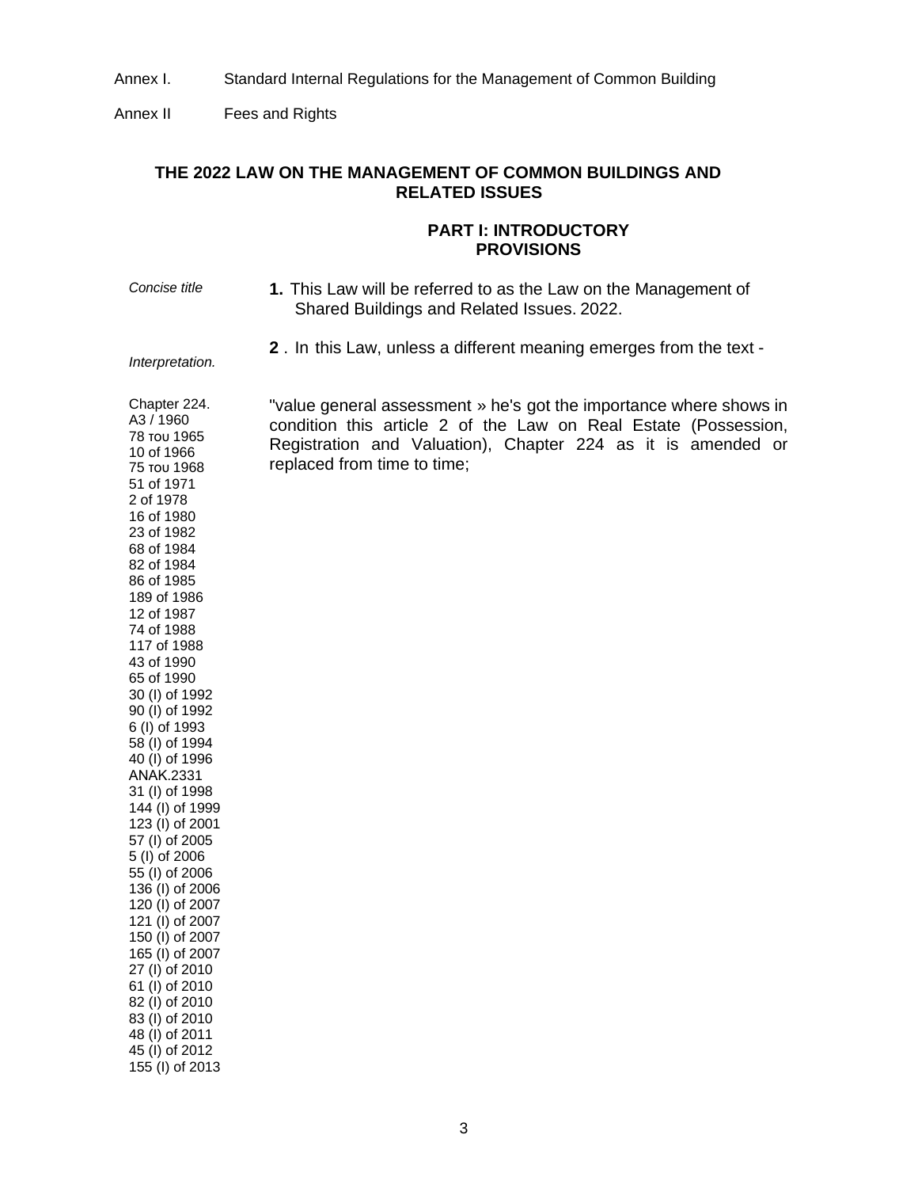Annex I. Standard Internal Regulations for the Management of Common Building

Annex II Fees and Rights

## THE 2022 LAW ON THE MANAGEMENT OF COMMON BUILDINGS AND RELATED ISSUES

### PART I: INTRODUCTORY PROVISIONS

*Concise title*

**1.** This Law will be referred to as the Law on the Management of Shared Buildings and Related Issues. 2022.

*Interpretation.*

**2** . In this Law, unless a different meaning emerges from the text -

Chapter 224.
A3 / 1960
78 του 1965
10 of 1966
75 του 1968
51 of 1971
2 of 1978
16 of 1980
23 of 1982
68 of 1984
82 of 1984
86 of 1985
189 of 1986
12 of 1987
74 of 1988
117 of 1988
43 of 1990
65 of 1990
30 (I) of 1992
90 (I) of 1992
6 (I) of 1993
58 (I) of 1994
40 (I) of 1996
ANAK.2331
31 (I) of 1998
144 (I) of 1999
123 (I) of 2001
57 (I) of 2005
5 (I) of 2006
55 (I) of 2006
136 (I) of 2006
120 (I) of 2007
121 (I) of 2007
150 (I) of 2007
165 (I) of 2007
27 (I) of 2010
61 (I) of 2010
82 (I) of 2010
83 (I) of 2010
48 (I) of 2011
45 (I) of 2012
155 (I) of 2013

"value general assessment » he's got the importance where shows in condition this article 2 of the Law on Real Estate (Possession, Registration and Valuation), Chapter 224 as it is amended or replaced from time to time;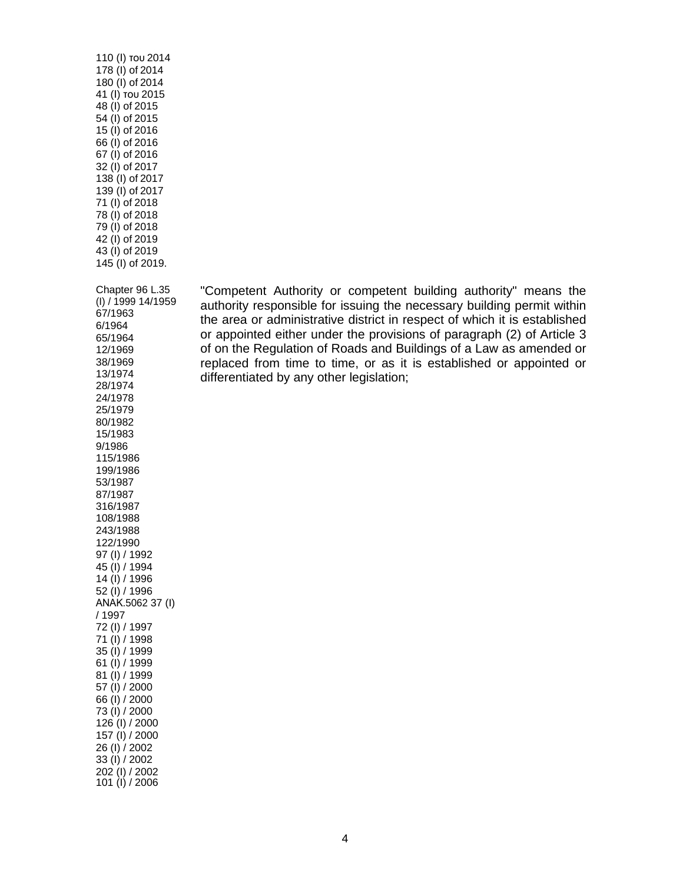110 (I) του 2014
178 (I) of 2014
180 (I) of 2014
41 (I) του 2015
48 (I) of 2015
54 (I) of 2015
15 (I) of 2016
66 (I) of 2016
67 (I) of 2016
32 (I) of 2017
138 (I) of 2017
139 (I) of 2017
71 (I) of 2018
78 (I) of 2018
79 (I) of 2018
42 (I) of 2019
43 (I) of 2019
145 (I) of 2019.

Chapter 96 L.35 (I) / 1999 14/1959
67/1963
6/1964
65/1964
12/1969
38/1969
13/1974
28/1974
24/1978
25/1979
80/1982
15/1983
9/1986
115/1986
199/1986
53/1987
87/1987
316/1987
108/1988
243/1988
122/1990
97 (I) / 1992
45 (I) / 1994
14 (I) / 1996
52 (I) / 1996
ANAK.5062 37 (I) / 1997
72 (I) / 1997
71 (I) / 1998
35 (I) / 1999
61 (I) / 1999
81 (I) / 1999
57 (I) / 2000
66 (I) / 2000
73 (I) / 2000
126 (I) / 2000
157 (I) / 2000
26 (I) / 2002
33 (I) / 2002
202 (I) / 2002
101 (I) / 2006

"Competent Authority or competent building authority" means the authority responsible for issuing the necessary building permit within the area or administrative district in respect of which it is established or appointed either under the provisions of paragraph (2) of Article 3 of on the Regulation of Roads and Buildings of a Law as amended or replaced from time to time, or as it is established or appointed or differentiated by any other legislation;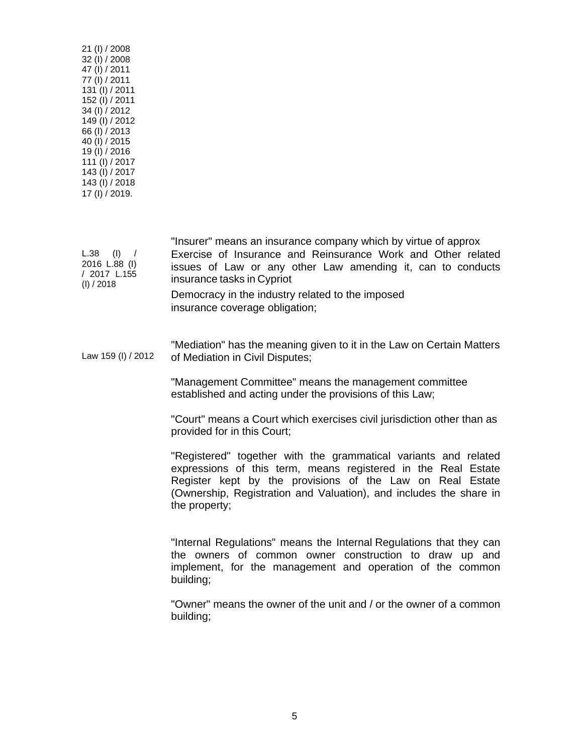21 (I) / 2008
32 (I) / 2008
47 (I) / 2011
77 (I) / 2011
131 (I) / 2011
152 (I) / 2011
34 (I) / 2012
149 (I) / 2012
66 (I) / 2013
40 (I) / 2015
19 (I) / 2016
111 (I) / 2017
143 (I) / 2017
143 (I) / 2018
17 (I) / 2019.

L.38 (I) / 2016 L.88 (I) / 2017 L.155 (I) / 2018

"Insurer" means an insurance company which by virtue of approx Exercise of Insurance and Reinsurance Work and Other related issues of Law or any other Law amending it, can to conducts insurance tasks in Cypriot

Democracy in the industry related to the imposed insurance coverage obligation;

Law 159 (I) / 2012

"Mediation" has the meaning given to it in the Law on Certain Matters of Mediation in Civil Disputes;

"Management Committee" means the management committee established and acting under the provisions of this Law;

"Court" means a Court which exercises civil jurisdiction other than as provided for in this Court;

"Registered" together with the grammatical variants and related expressions of this term, means registered in the Real Estate Register kept by the provisions of the Law on Real Estate (Ownership, Registration and Valuation), and includes the share in the property;

"Internal Regulations" means the Internal Regulations that they can the owners of common owner construction to draw up and implement, for the management and operation of the common building;

"Owner" means the owner of the unit and / or the owner of a common building;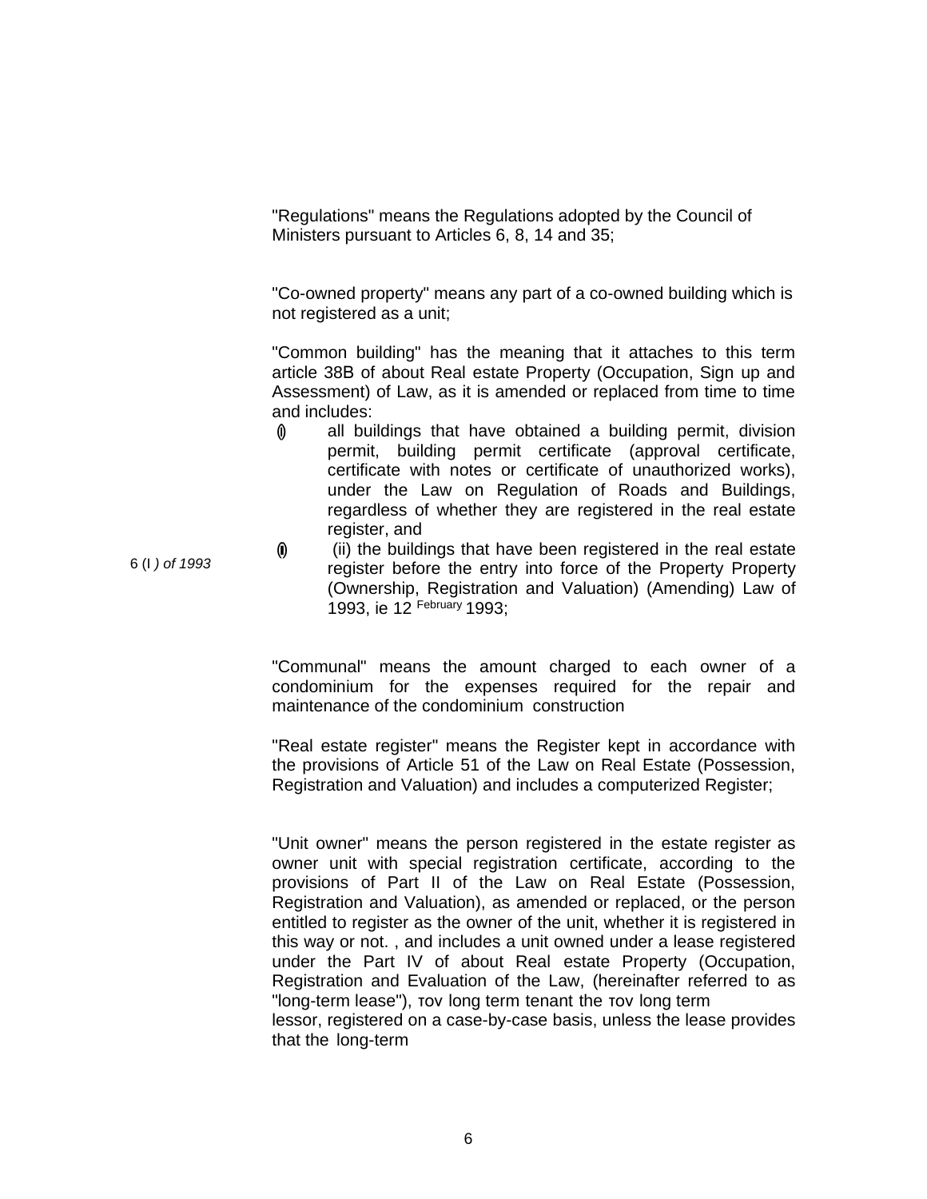"Regulations" means the Regulations adopted by the Council of Ministers pursuant to Articles 6, 8, 14 and 35;

"Co-owned property" means any part of a co-owned building which is not registered as a unit;

"Common building" has the meaning that it attaches to this term article 38B of about Real estate Property (Occupation, Sign up and Assessment) of Law, as it is amended or replaced from time to time and includes:

(i) all buildings that have obtained a building permit, division permit, building permit certificate (approval certificate, certificate with notes or certificate of unauthorized works), under the Law on Regulation of Roads and Buildings, regardless of whether they are registered in the real estate register, and

6 (I ) of 1993

(ii) (ii) the buildings that have been registered in the real estate register before the entry into force of the Property Property (Ownership, Registration and Valuation) (Amending) Law of 1993, ie 12 February 1993;

"Communal" means the amount charged to each owner of a condominium for the expenses required for the repair and maintenance of the condominium construction

"Real estate register" means the Register kept in accordance with the provisions of Article 51 of the Law on Real Estate (Possession, Registration and Valuation) and includes a computerized Register;

"Unit owner" means the person registered in the estate register as owner unit with special registration certificate, according to the provisions of Part II of the Law on Real Estate (Possession, Registration and Valuation), as amended or replaced, or the person entitled to register as the owner of the unit, whether it is registered in this way or not. , and includes a unit owned under a lease registered under the Part IV of about Real estate Property (Occupation, Registration and Evaluation of the Law, (hereinafter referred to as "long-term lease"), τον long term tenant the τον long term lessor, registered on a case-by-case basis, unless the lease provides that the long-term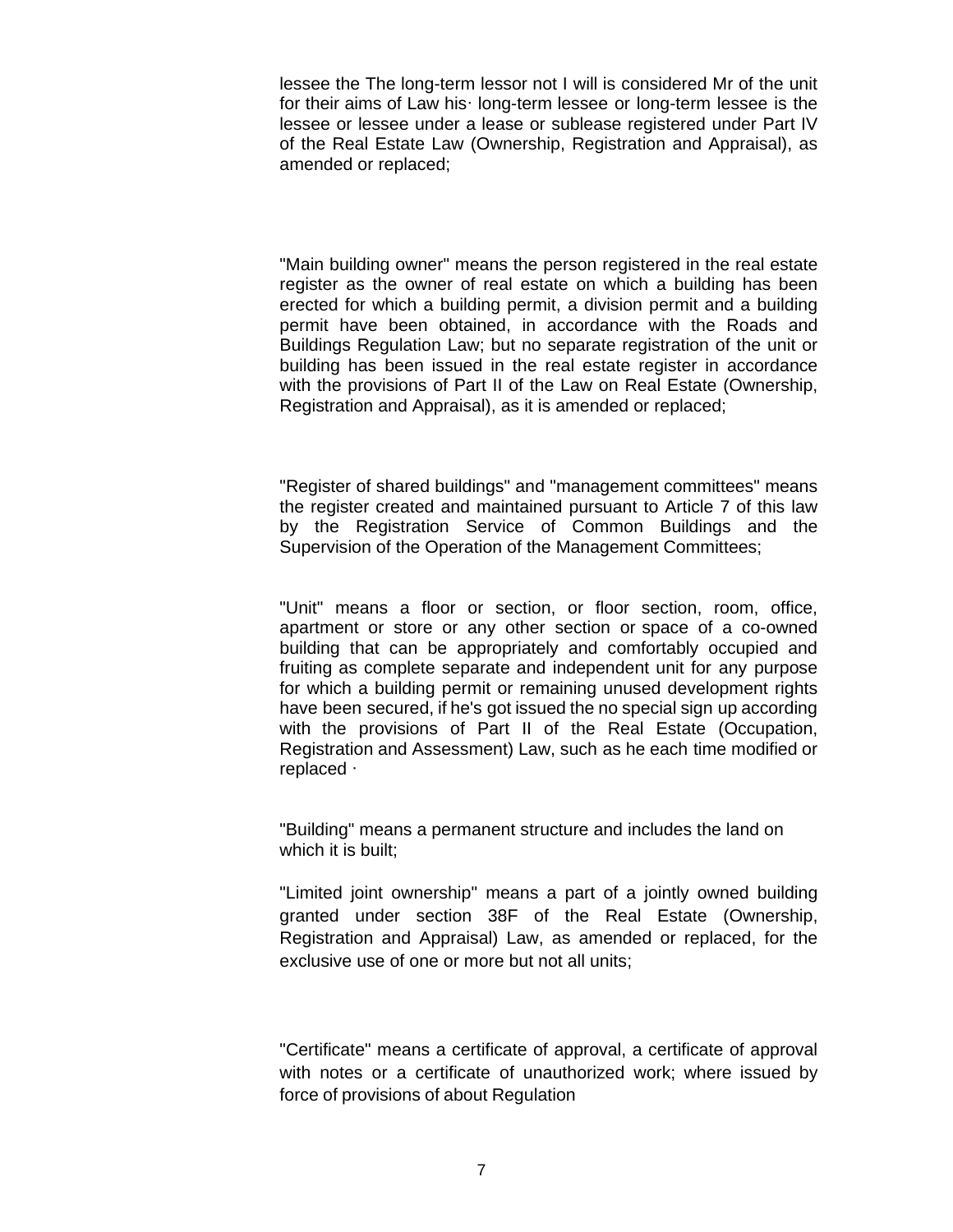lessee the The long-term lessor not I will is considered Mr of the unit for their aims of Law his· long-term lessee or long-term lessee is the lessee or lessee under a lease or sublease registered under Part IV of the Real Estate Law (Ownership, Registration and Appraisal), as amended or replaced;

"Main building owner" means the person registered in the real estate register as the owner of real estate on which a building has been erected for which a building permit, a division permit and a building permit have been obtained, in accordance with the Roads and Buildings Regulation Law; but no separate registration of the unit or building has been issued in the real estate register in accordance with the provisions of Part II of the Law on Real Estate (Ownership, Registration and Appraisal), as it is amended or replaced;

"Register of shared buildings" and "management committees" means the register created and maintained pursuant to Article 7 of this law by the Registration Service of Common Buildings and the Supervision of the Operation of the Management Committees;

"Unit" means a floor or section, or floor section, room, office, apartment or store or any other section or space of a co-owned building that can be appropriately and comfortably occupied and fruiting as complete separate and independent unit for any purpose for which a building permit or remaining unused development rights have been secured, if he's got issued the no special sign up according with the provisions of Part II of the Real Estate (Occupation, Registration and Assessment) Law, such as he each time modified or replaced ·

"Building" means a permanent structure and includes the land on which it is built;

"Limited joint ownership" means a part of a jointly owned building granted under section 38F of the Real Estate (Ownership, Registration and Appraisal) Law, as amended or replaced, for the exclusive use of one or more but not all units;

"Certificate" means a certificate of approval, a certificate of approval with notes or a certificate of unauthorized work; where issued by force of provisions of about Regulation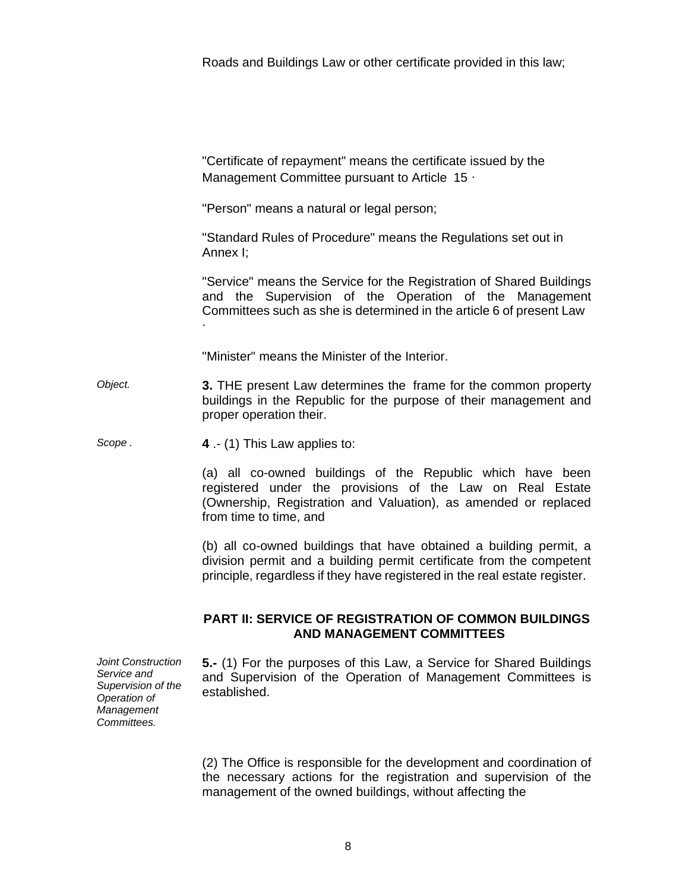Roads and Buildings Law or other certificate provided in this law;

"Certificate of repayment" means the certificate issued by the Management Committee pursuant to Article 15 ·

"Person" means a natural or legal person;

"Standard Rules of Procedure" means the Regulations set out in Annex I;

"Service" means the Service for the Registration of Shared Buildings and the Supervision of the Operation of the Management Committees such as she is determined in the article 6 of present Law ·

"Minister" means the Minister of the Interior.

*Object.*

**3.** THE present Law determines the frame for the common property buildings in the Republic for the purpose of their management and proper operation their.

*Scope .*

**4** .- (1) This Law applies to:

(a) all co-owned buildings of the Republic which have been registered under the provisions of the Law on Real Estate (Ownership, Registration and Valuation), as amended or replaced from time to time, and

(b) all co-owned buildings that have obtained a building permit, a division permit and a building permit certificate from the competent principle, regardless if they have registered in the real estate register.

## PART II: SERVICE OF REGISTRATION OF COMMON BUILDINGS AND MANAGEMENT COMMITTEES

*Joint Construction Service and Supervision of the Operation of Management Committees.*

**5.-** (1) For the purposes of this Law, a Service for Shared Buildings and Supervision of the Operation of Management Committees is established.

(2) The Office is responsible for the development and coordination of the necessary actions for the registration and supervision of the management of the owned buildings, without affecting the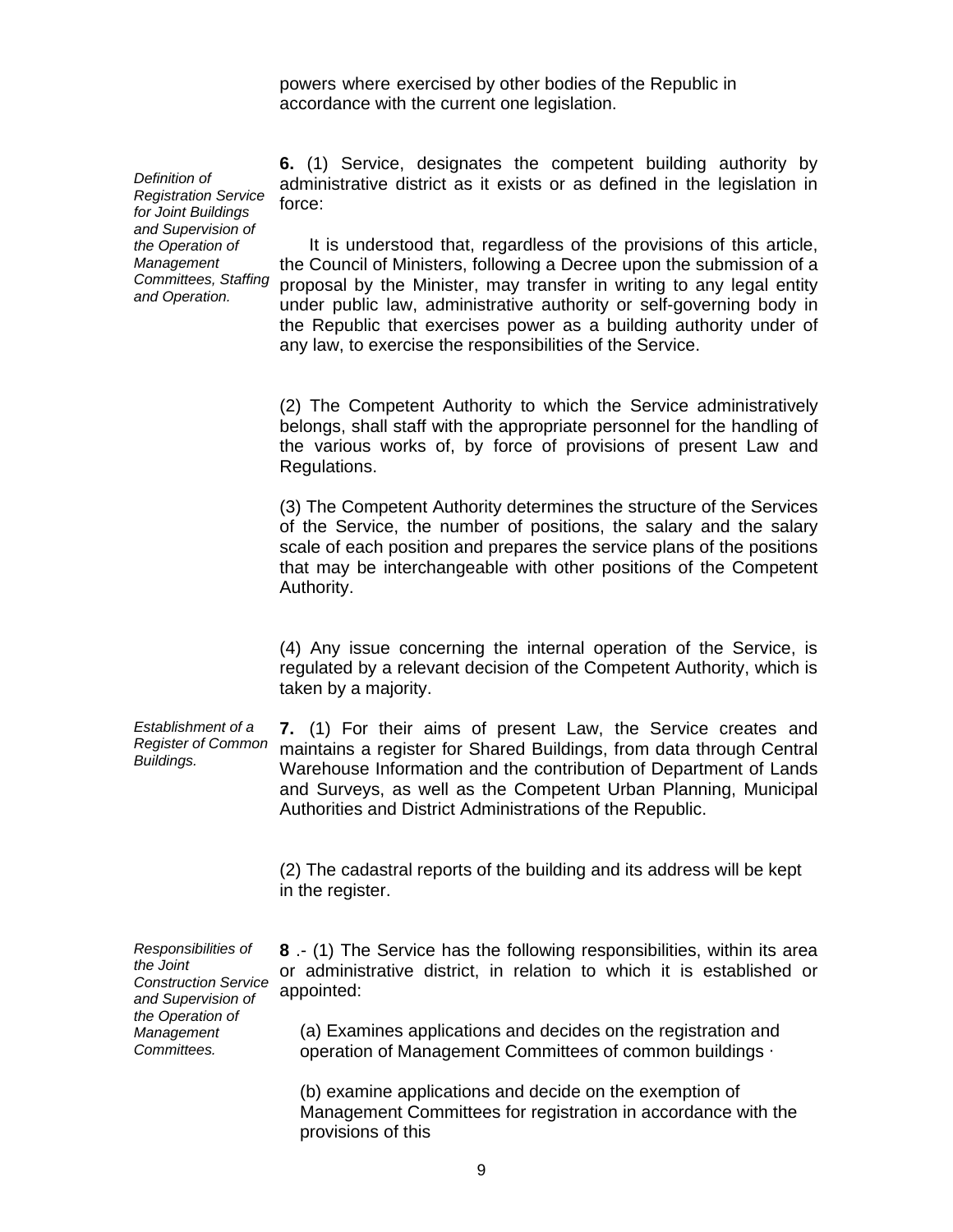powers where exercised by other bodies of the Republic in accordance with the current one legislation.

*Definition of Registration Service for Joint Buildings and Supervision of the Operation of Management Committees, Staffing and Operation.*

**6.** (1) Service, designates the competent building authority by administrative district as it exists or as defined in the legislation in force:

It is understood that, regardless of the provisions of this article, the Council of Ministers, following a Decree upon the submission of a proposal by the Minister, may transfer in writing to any legal entity under public law, administrative authority or self-governing body in the Republic that exercises power as a building authority under of any law, to exercise the responsibilities of the Service.

(2) The Competent Authority to which the Service administratively belongs, shall staff with the appropriate personnel for the handling of the various works of, by force of provisions of present Law and Regulations.

(3) The Competent Authority determines the structure of the Services of the Service, the number of positions, the salary and the salary scale of each position and prepares the service plans of the positions that may be interchangeable with other positions of the Competent Authority.

(4) Any issue concerning the internal operation of the Service, is regulated by a relevant decision of the Competent Authority, which is taken by a majority.

*Establishment of a Register of Common Buildings.*

**7.** (1) For their aims of present Law, the Service creates and maintains a register for Shared Buildings, from data through Central Warehouse Information and the contribution of Department of Lands and Surveys, as well as the Competent Urban Planning, Municipal Authorities and District Administrations of the Republic.

(2) The cadastral reports of the building and its address will be kept in the register.

*Responsibilities of the Joint Construction Service and Supervision of the Operation of Management Committees.*

**8** .- (1) The Service has the following responsibilities, within its area or administrative district, in relation to which it is established or appointed:

(a) Examines applications and decides on the registration and operation of Management Committees of common buildings ·

(b) examine applications and decide on the exemption of Management Committees for registration in accordance with the provisions of this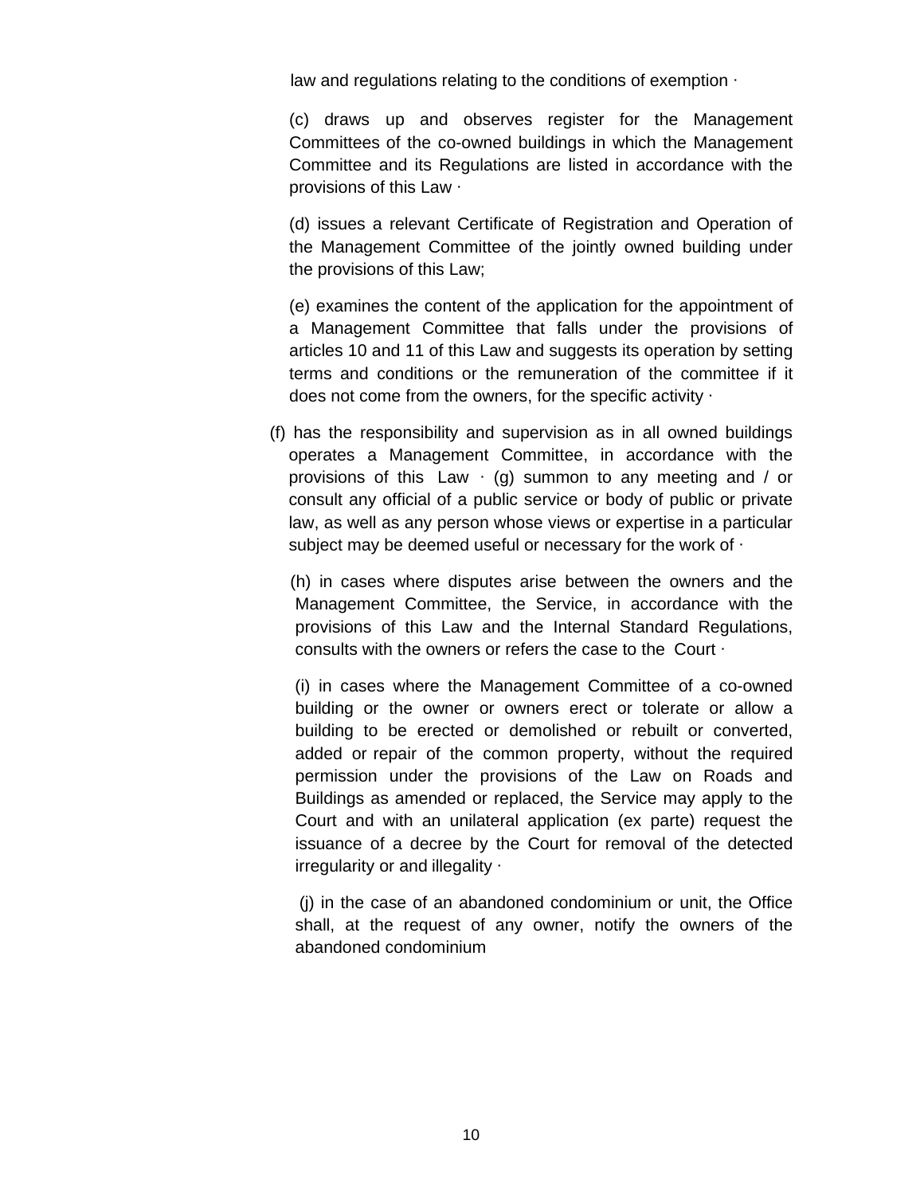law and regulations relating to the conditions of exemption ·

(c) draws up and observes register for the Management Committees of the co-owned buildings in which the Management Committee and its Regulations are listed in accordance with the provisions of this Law ·

(d) issues a relevant Certificate of Registration and Operation of the Management Committee of the jointly owned building under the provisions of this Law;

(e) examines the content of the application for the appointment of a Management Committee that falls under the provisions of articles 10 and 11 of this Law and suggests its operation by setting terms and conditions or the remuneration of the committee if it does not come from the owners, for the specific activity ·

(f) has the responsibility and supervision as in all owned buildings operates a Management Committee, in accordance with the provisions of this Law · (g) summon to any meeting and / or consult any official of a public service or body of public or private law, as well as any person whose views or expertise in a particular subject may be deemed useful or necessary for the work of ·

(h) in cases where disputes arise between the owners and the Management Committee, the Service, in accordance with the provisions of this Law and the Internal Standard Regulations, consults with the owners or refers the case to the Court ·

(i) in cases where the Management Committee of a co-owned building or the owner or owners erect or tolerate or allow a building to be erected or demolished or rebuilt or converted, added or repair of the common property, without the required permission under the provisions of the Law on Roads and Buildings as amended or replaced, the Service may apply to the Court and with an unilateral application (ex parte) request the issuance of a decree by the Court for removal of the detected irregularity or and illegality ·

(j) in the case of an abandoned condominium or unit, the Office shall, at the request of any owner, notify the owners of the abandoned condominium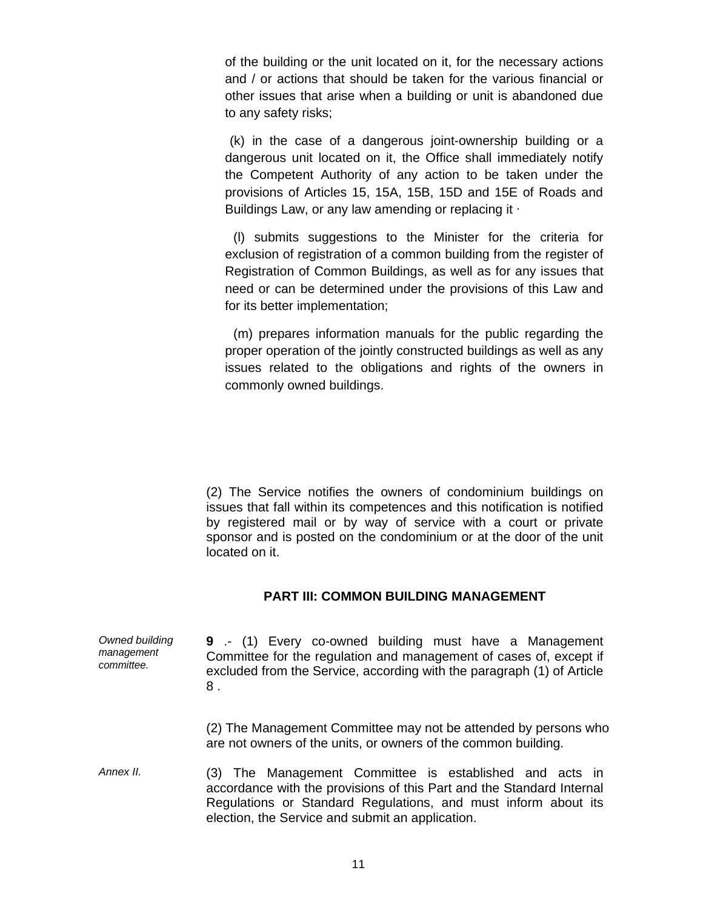of the building or the unit located on it, for the necessary actions and / or actions that should be taken for the various financial or other issues that arise when a building or unit is abandoned due to any safety risks;

(k) in the case of a dangerous joint-ownership building or a dangerous unit located on it, the Office shall immediately notify the Competent Authority of any action to be taken under the provisions of Articles 15, 15A, 15B, 15D and 15E of Roads and Buildings Law, or any law amending or replacing it ·

(l) submits suggestions to the Minister for the criteria for exclusion of registration of a common building from the register of Registration of Common Buildings, as well as for any issues that need or can be determined under the provisions of this Law and for its better implementation;

(m) prepares information manuals for the public regarding the proper operation of the jointly constructed buildings as well as any issues related to the obligations and rights of the owners in commonly owned buildings.

(2) The Service notifies the owners of condominium buildings on issues that fall within its competences and this notification is notified by registered mail or by way of service with a court or private sponsor and is posted on the condominium or at the door of the unit located on it.

## PART III: COMMON BUILDING MANAGEMENT

*Owned building management committee.*

**9** .- (1) Every co-owned building must have a Management Committee for the regulation and management of cases of, except if excluded from the Service, according with the paragraph (1) of Article 8 .

(2) The Management Committee may not be attended by persons who are not owners of the units, or owners of the common building.

*Annex II.*

(3) The Management Committee is established and acts in accordance with the provisions of this Part and the Standard Internal Regulations or Standard Regulations, and must inform about its election, the Service and submit an application.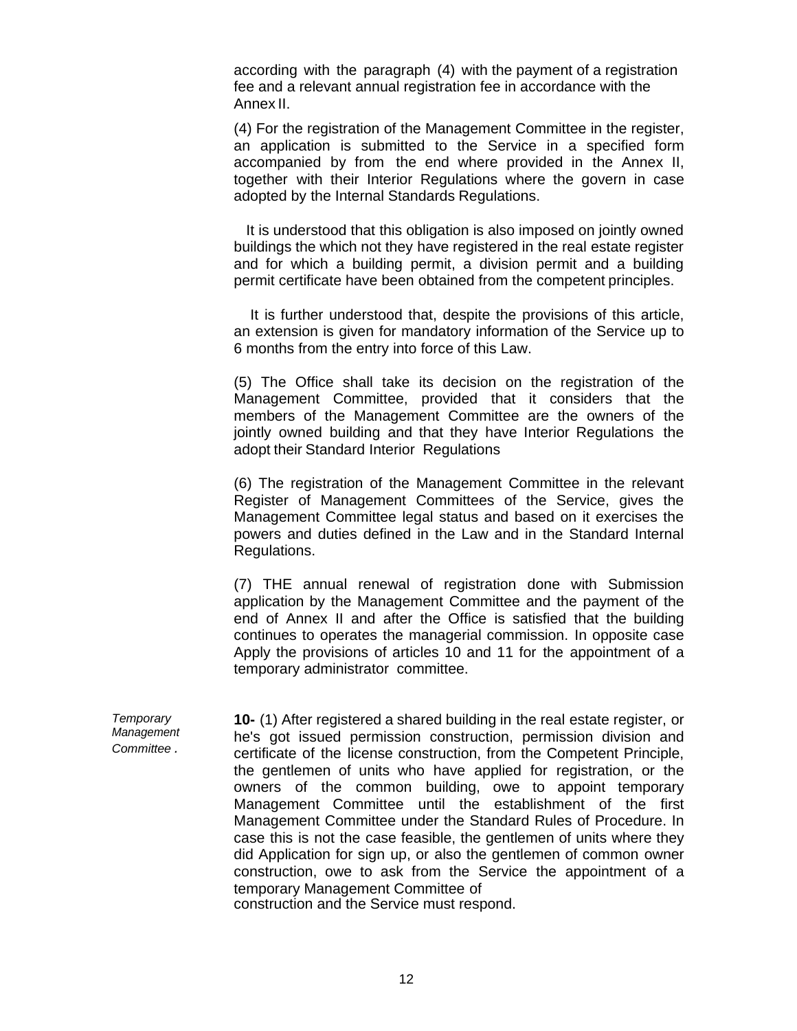according with the paragraph (4) with the payment of a registration fee and a relevant annual registration fee in accordance with the Annex II.

(4) For the registration of the Management Committee in the register, an application is submitted to the Service in a specified form accompanied by from the end where provided in the Annex II, together with their Interior Regulations where the govern in case adopted by the Internal Standards Regulations.

It is understood that this obligation is also imposed on jointly owned buildings the which not they have registered in the real estate register and for which a building permit, a division permit and a building permit certificate have been obtained from the competent principles.

It is further understood that, despite the provisions of this article, an extension is given for mandatory information of the Service up to 6 months from the entry into force of this Law.

(5) The Office shall take its decision on the registration of the Management Committee, provided that it considers that the members of the Management Committee are the owners of the jointly owned building and that they have Interior Regulations the adopt their Standard Interior Regulations

(6) The registration of the Management Committee in the relevant Register of Management Committees of the Service, gives the Management Committee legal status and based on it exercises the powers and duties defined in the Law and in the Standard Internal Regulations.

(7) THE annual renewal of registration done with Submission application by the Management Committee and the payment of the end of Annex II and after the Office is satisfied that the building continues to operates the managerial commission. In opposite case Apply the provisions of articles 10 and 11 for the appointment of a temporary administrator committee.

*Temporary Management Committee .*

**10-** (1) After registered a shared building in the real estate register, or he's got issued permission construction, permission division and certificate of the license construction, from the Competent Principle, the gentlemen of units who have applied for registration, or the owners of the common building, owe to appoint temporary Management Committee until the establishment of the first Management Committee under the Standard Rules of Procedure. In case this is not the case feasible, the gentlemen of units where they did Application for sign up, or also the gentlemen of common owner construction, owe to ask from the Service the appointment of a temporary Management Committee of construction and the Service must respond.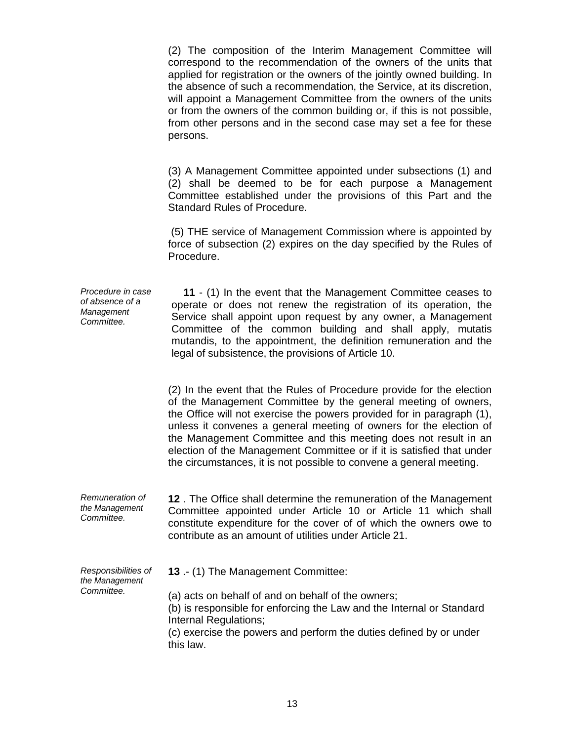(2) The composition of the Interim Management Committee will correspond to the recommendation of the owners of the units that applied for registration or the owners of the jointly owned building. In the absence of such a recommendation, the Service, at its discretion, will appoint a Management Committee from the owners of the units or from the owners of the common building or, if this is not possible, from other persons and in the second case may set a fee for these persons.

(3) A Management Committee appointed under subsections (1) and (2) shall be deemed to be for each purpose a Management Committee established under the provisions of this Part and the Standard Rules of Procedure.

(5) THE service of Management Commission where is appointed by force of subsection (2) expires on the day specified by the Rules of Procedure.

*Procedure in case of absence of a Management Committee.*

**11** - (1) In the event that the Management Committee ceases to operate or does not renew the registration of its operation, the Service shall appoint upon request by any owner, a Management Committee of the common building and shall apply, mutatis mutandis, to the appointment, the definition remuneration and the legal of subsistence, the provisions of Article 10.

(2) In the event that the Rules of Procedure provide for the election of the Management Committee by the general meeting of owners, the Office will not exercise the powers provided for in paragraph (1), unless it convenes a general meeting of owners for the election of the Management Committee and this meeting does not result in an election of the Management Committee or if it is satisfied that under the circumstances, it is not possible to convene a general meeting.

*Remuneration of the Management Committee.*

**12** . The Office shall determine the remuneration of the Management Committee appointed under Article 10 or Article 11 which shall constitute expenditure for the cover of of which the owners owe to contribute as an amount of utilities under Article 21.

*Responsibilities of the Management Committee.*

**13** .- (1) The Management Committee:

(a) acts on behalf of and on behalf of the owners;
(b) is responsible for enforcing the Law and the Internal or Standard Internal Regulations;
(c) exercise the powers and perform the duties defined by or under this law.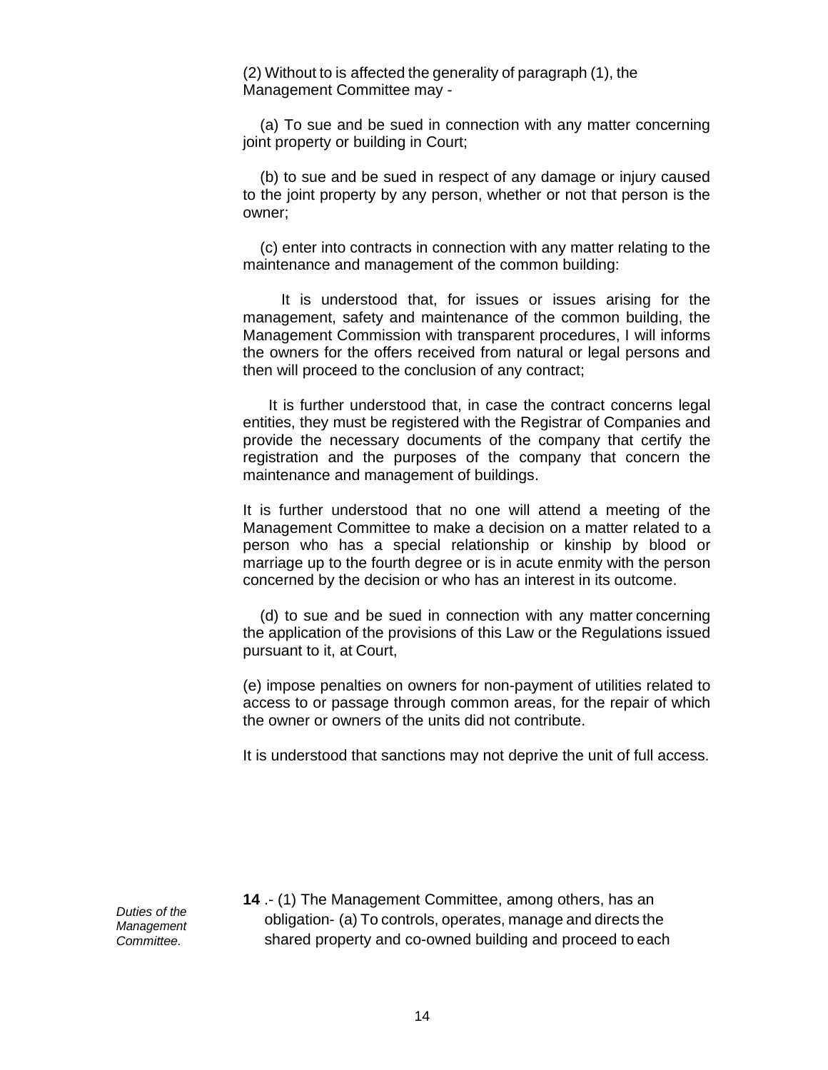(2) Without to is affected the generality of paragraph (1), the Management Committee may -

(a) To sue and be sued in connection with any matter concerning joint property or building in Court;

(b) to sue and be sued in respect of any damage or injury caused to the joint property by any person, whether or not that person is the owner;

(c) enter into contracts in connection with any matter relating to the maintenance and management of the common building:

It is understood that, for issues or issues arising for the management, safety and maintenance of the common building, the Management Commission with transparent procedures, I will informs the owners for the offers received from natural or legal persons and then will proceed to the conclusion of any contract;

It is further understood that, in case the contract concerns legal entities, they must be registered with the Registrar of Companies and provide the necessary documents of the company that certify the registration and the purposes of the company that concern the maintenance and management of buildings.

It is further understood that no one will attend a meeting of the Management Committee to make a decision on a matter related to a person who has a special relationship or kinship by blood or marriage up to the fourth degree or is in acute enmity with the person concerned by the decision or who has an interest in its outcome.

(d) to sue and be sued in connection with any matter concerning the application of the provisions of this Law or the Regulations issued pursuant to it, at Court,

(e) impose penalties on owners for non-payment of utilities related to access to or passage through common areas, for the repair of which the owner or owners of the units did not contribute.

It is understood that sanctions may not deprive the unit of full access.

*Duties of the Management Committee.*

**14** .- (1) The Management Committee, among others, has an obligation- (a) To controls, operates, manage and directs the shared property and co-owned building and proceed to each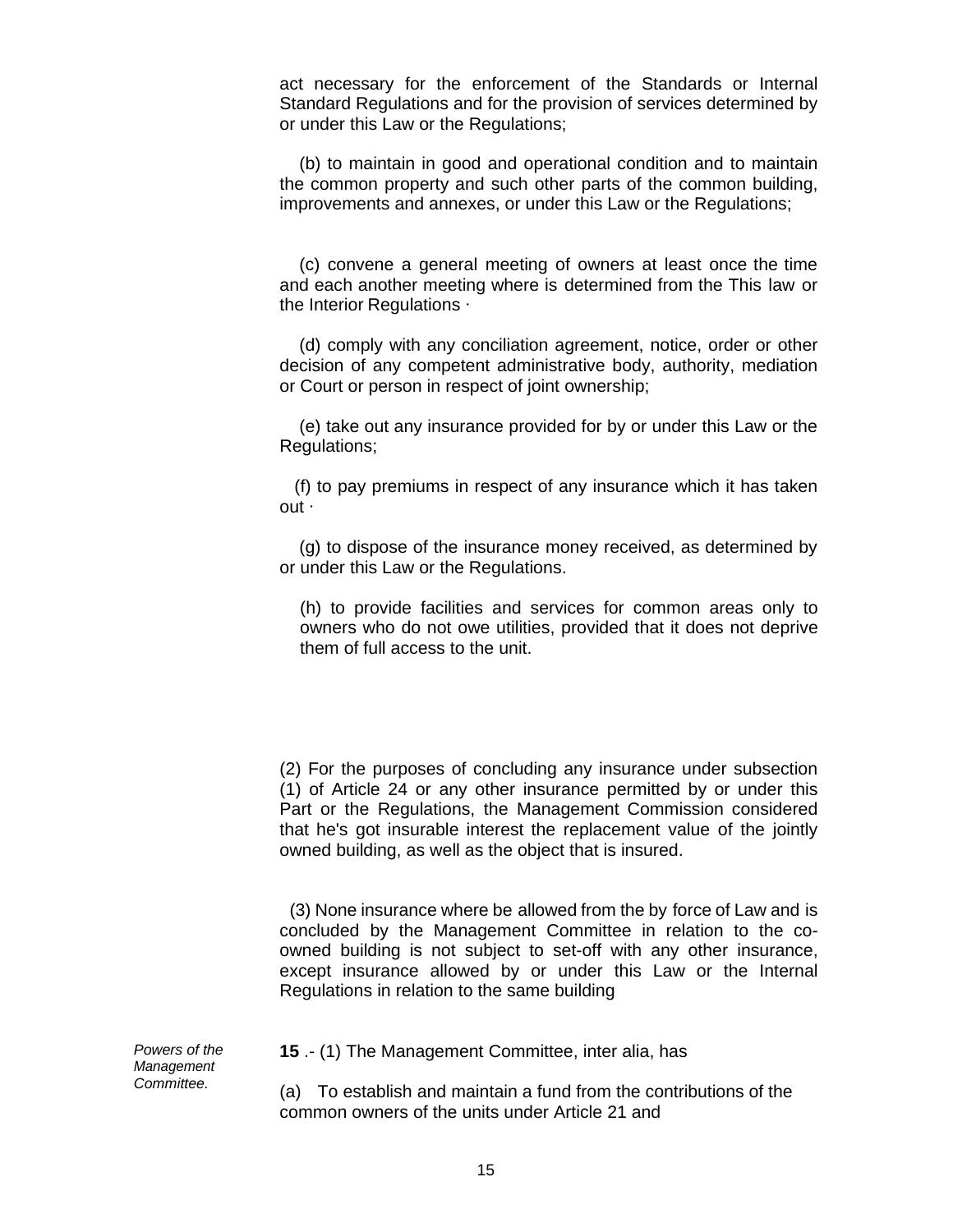act necessary for the enforcement of the Standards or Internal Standard Regulations and for the provision of services determined by or under this Law or the Regulations;

(b) to maintain in good and operational condition and to maintain the common property and such other parts of the common building, improvements and annexes, or under this Law or the Regulations;

(c) convene a general meeting of owners at least once the time and each another meeting where is determined from the This law or the Interior Regulations ·

(d) comply with any conciliation agreement, notice, order or other decision of any competent administrative body, authority, mediation or Court or person in respect of joint ownership;

(e) take out any insurance provided for by or under this Law or the Regulations;

(f) to pay premiums in respect of any insurance which it has taken out ·

(g) to dispose of the insurance money received, as determined by or under this Law or the Regulations.

(h) to provide facilities and services for common areas only to owners who do not owe utilities, provided that it does not deprive them of full access to the unit.

(2) For the purposes of concluding any insurance under subsection (1) of Article 24 or any other insurance permitted by or under this Part or the Regulations, the Management Commission considered that he's got insurable interest the replacement value of the jointly owned building, as well as the object that is insured.

(3) None insurance where be allowed from the by force of Law and is concluded by the Management Committee in relation to the co-owned building is not subject to set-off with any other insurance, except insurance allowed by or under this Law or the Internal Regulations in relation to the same building

*Powers of the Management Committee.*

**15** .- (1) The Management Committee, inter alia, has

(a) To establish and maintain a fund from the contributions of the common owners of the units under Article 21 and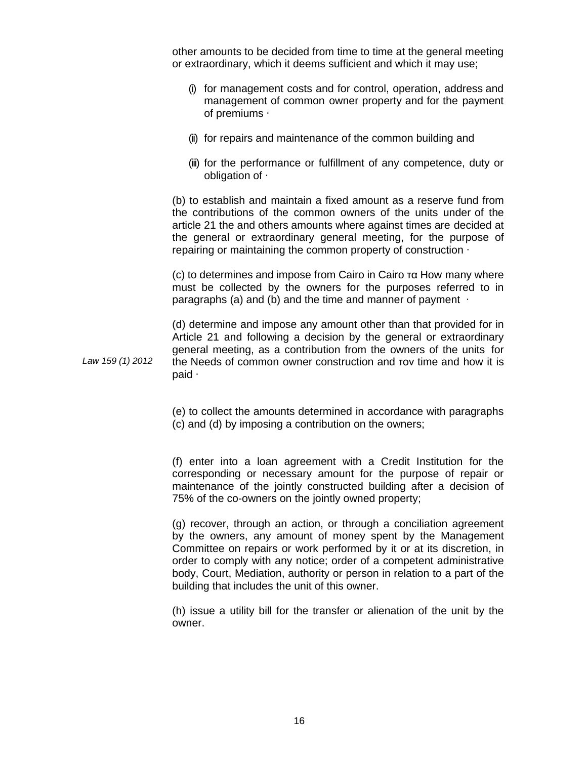other amounts to be decided from time to time at the general meeting or extraordinary, which it deems sufficient and which it may use;

(i) for management costs and for control, operation, address and management of common owner property and for the payment of premiums ·

(ii) for repairs and maintenance of the common building and

(iii) for the performance or fulfillment of any competence, duty or obligation of ·

(b) to establish and maintain a fixed amount as a reserve fund from the contributions of the common owners of the units under of the article 21 the and others amounts where against times are decided at the general or extraordinary general meeting, for the purpose of repairing or maintaining the common property of construction ·

(c) to determines and impose from Cairo in Cairo τα How many where must be collected by the owners for the purposes referred to in paragraphs (a) and (b) and the time and manner of payment ·

*Law 159 (1) 2012*

(d) determine and impose any amount other than that provided for in Article 21 and following a decision by the general or extraordinary general meeting, as a contribution from the owners of the units for the Needs of common owner construction and τον time and how it is paid ·

(e) to collect the amounts determined in accordance with paragraphs (c) and (d) by imposing a contribution on the owners;

(f) enter into a loan agreement with a Credit Institution for the corresponding or necessary amount for the purpose of repair or maintenance of the jointly constructed building after a decision of 75% of the co-owners on the jointly owned property;

(g) recover, through an action, or through a conciliation agreement by the owners, any amount of money spent by the Management Committee on repairs or work performed by it or at its discretion, in order to comply with any notice; order of a competent administrative body, Court, Mediation, authority or person in relation to a part of the building that includes the unit of this owner.

(h) issue a utility bill for the transfer or alienation of the unit by the owner.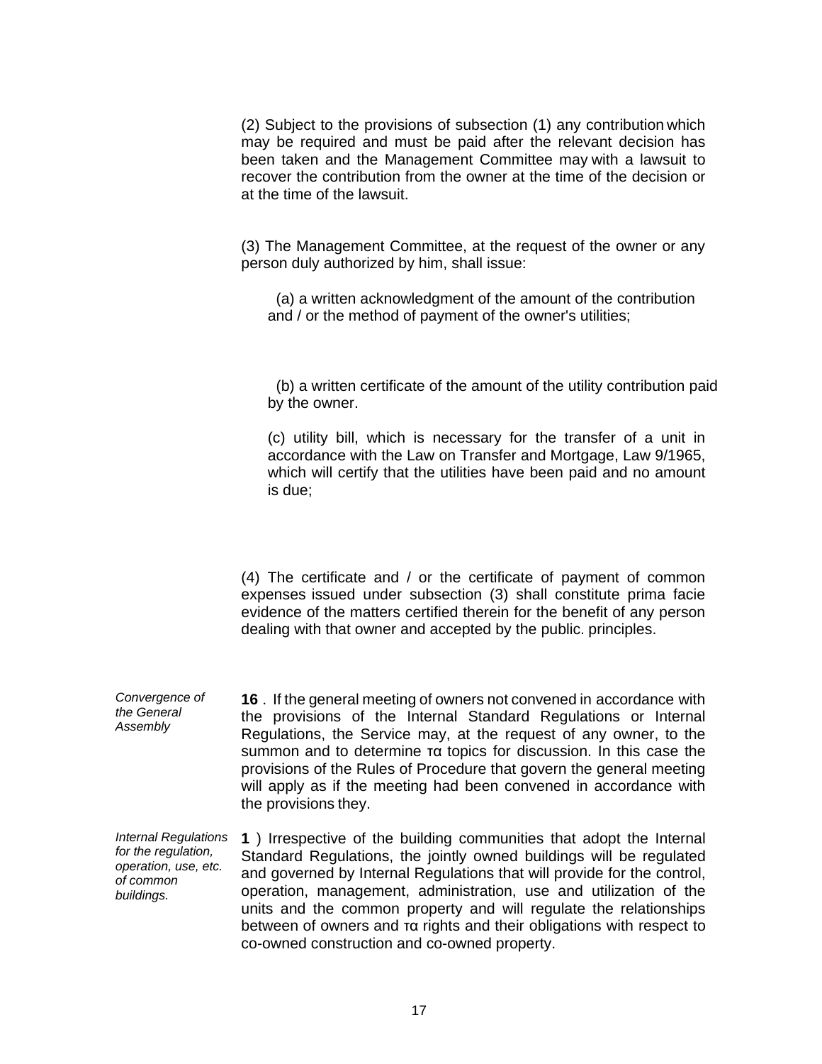(2) Subject to the provisions of subsection (1) any contribution which may be required and must be paid after the relevant decision has been taken and the Management Committee may with a lawsuit to recover the contribution from the owner at the time of the decision or at the time of the lawsuit.

(3) The Management Committee, at the request of the owner or any person duly authorized by him, shall issue:

(a) a written acknowledgment of the amount of the contribution and / or the method of payment of the owner's utilities;

(b) a written certificate of the amount of the utility contribution paid by the owner.

(c) utility bill, which is necessary for the transfer of a unit in accordance with the Law on Transfer and Mortgage, Law 9/1965, which will certify that the utilities have been paid and no amount is due;

(4) The certificate and / or the certificate of payment of common expenses issued under subsection (3) shall constitute prima facie evidence of the matters certified therein for the benefit of any person dealing with that owner and accepted by the public. principles.

*Convergence of the General Assembly*

**16** . If the general meeting of owners not convened in accordance with the provisions of the Internal Standard Regulations or Internal Regulations, the Service may, at the request of any owner, to the summon and to determine τα topics for discussion. In this case the provisions of the Rules of Procedure that govern the general meeting will apply as if the meeting had been convened in accordance with the provisions they.

*Internal Regulations for the regulation, operation, use, etc. of common buildings.*

**1** ) Irrespective of the building communities that adopt the Internal Standard Regulations, the jointly owned buildings will be regulated and governed by Internal Regulations that will provide for the control, operation, management, administration, use and utilization of the units and the common property and will regulate the relationships between of owners and τα rights and their obligations with respect to co-owned construction and co-owned property.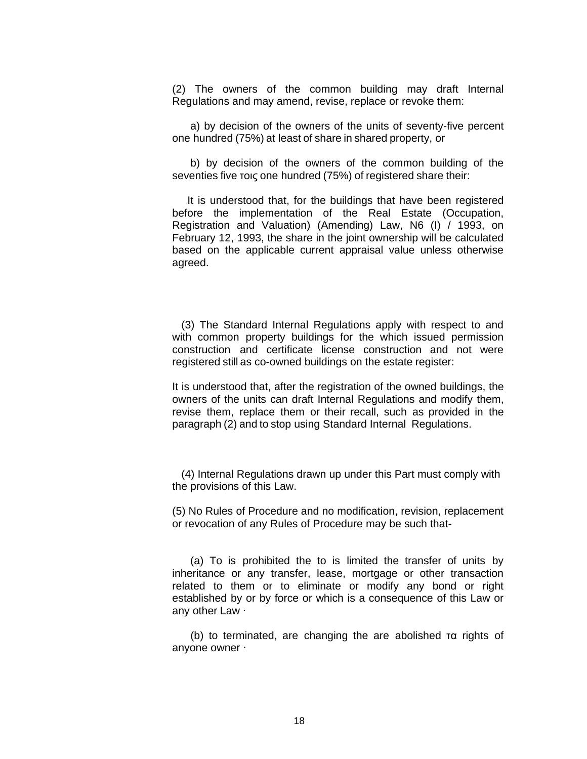(2) The owners of the common building may draft Internal Regulations and may amend, revise, replace or revoke them:

a) by decision of the owners of the units of seventy-five percent one hundred (75%) at least of share in shared property, or

b) by decision of the owners of the common building of the seventies five τοις one hundred (75%) of registered share their:

It is understood that, for the buildings that have been registered before the implementation of the Real Estate (Occupation, Registration and Valuation) (Amending) Law, N6 (I) / 1993, on February 12, 1993, the share in the joint ownership will be calculated based on the applicable current appraisal value unless otherwise agreed.

(3) The Standard Internal Regulations apply with respect to and with common property buildings for the which issued permission construction and certificate license construction and not were registered still as co-owned buildings on the estate register:

It is understood that, after the registration of the owned buildings, the owners of the units can draft Internal Regulations and modify them, revise them, replace them or their recall, such as provided in the paragraph (2) and to stop using Standard Internal Regulations.

(4) Internal Regulations drawn up under this Part must comply with the provisions of this Law.

(5) No Rules of Procedure and no modification, revision, replacement or revocation of any Rules of Procedure may be such that-

(a) To is prohibited the to is limited the transfer of units by inheritance or any transfer, lease, mortgage or other transaction related to them or to eliminate or modify any bond or right established by or by force or which is a consequence of this Law or any other Law ·

(b) to terminated, are changing the are abolished τα rights of anyone owner ·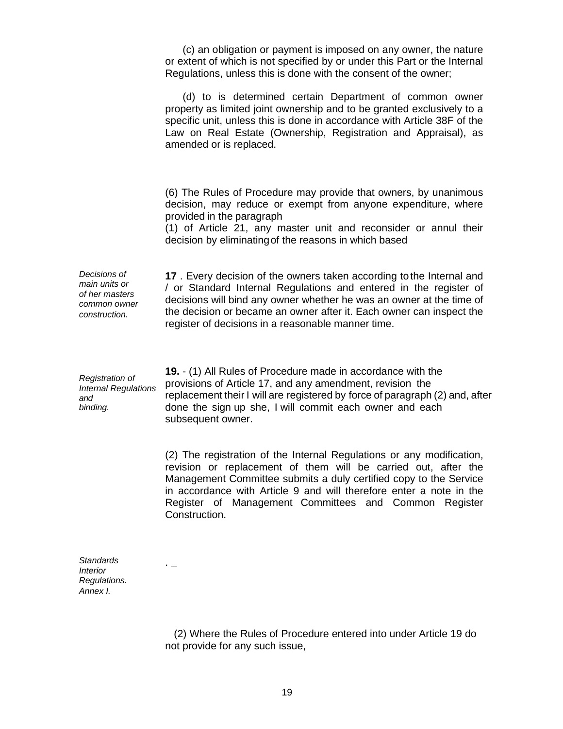(c) an obligation or payment is imposed on any owner, the nature or extent of which is not specified by or under this Part or the Internal Regulations, unless this is done with the consent of the owner;

(d) to is determined certain Department of common owner property as limited joint ownership and to be granted exclusively to a specific unit, unless this is done in accordance with Article 38F of the Law on Real Estate (Ownership, Registration and Appraisal), as amended or is replaced.

(6) The Rules of Procedure may provide that owners, by unanimous decision, may reduce or exempt from anyone expenditure, where provided in the paragraph
(1) of Article 21, any master unit and reconsider or annul their decision by eliminating of the reasons in which based

*Decisions of main units or of her masters common owner construction.*

**17** . Every decision of the owners taken according to the Internal and / or Standard Internal Regulations and entered in the register of decisions will bind any owner whether he was an owner at the time of the decision or became an owner after it. Each owner can inspect the register of decisions in a reasonable manner time.

*Registration of Internal Regulations and binding.*

**19.** - (1) All Rules of Procedure made in accordance with the provisions of Article 17, and any amendment, revision the replacement their I will are registered by force of paragraph (2) and, after done the sign up she, I will commit each owner and each subsequent owner.

(2) The registration of the Internal Regulations or any modification, revision or replacement of them will be carried out, after the Management Committee submits a duly certified copy to the Service in accordance with Article 9 and will therefore enter a note in the Register of Management Committees and Common Register Construction.

*Standards Interior Regulations. Annex I.*

. _

(2) Where the Rules of Procedure entered into under Article 19 do not provide for any such issue,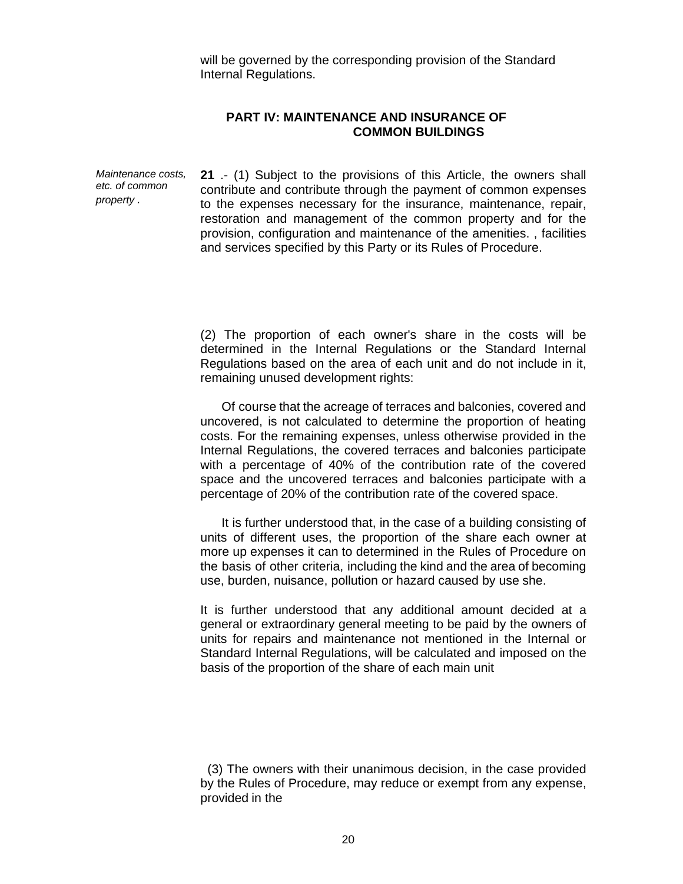will be governed by the corresponding provision of the Standard Internal Regulations.

## PART IV: MAINTENANCE AND INSURANCE OF COMMON BUILDINGS

*Maintenance costs, etc. of common property .*

**21** .- (1) Subject to the provisions of this Article, the owners shall contribute and contribute through the payment of common expenses to the expenses necessary for the insurance, maintenance, repair, restoration and management of the common property and for the provision, configuration and maintenance of the amenities. , facilities and services specified by this Party or its Rules of Procedure.

(2) The proportion of each owner's share in the costs will be determined in the Internal Regulations or the Standard Internal Regulations based on the area of each unit and do not include in it, remaining unused development rights:

Of course that the acreage of terraces and balconies, covered and uncovered, is not calculated to determine the proportion of heating costs. For the remaining expenses, unless otherwise provided in the Internal Regulations, the covered terraces and balconies participate with a percentage of 40% of the contribution rate of the covered space and the uncovered terraces and balconies participate with a percentage of 20% of the contribution rate of the covered space.

It is further understood that, in the case of a building consisting of units of different uses, the proportion of the share each owner at more up expenses it can to determined in the Rules of Procedure on the basis of other criteria, including the kind and the area of becoming use, burden, nuisance, pollution or hazard caused by use she.

It is further understood that any additional amount decided at a general or extraordinary general meeting to be paid by the owners of units for repairs and maintenance not mentioned in the Internal or Standard Internal Regulations, will be calculated and imposed on the basis of the proportion of the share of each main unit

(3) The owners with their unanimous decision, in the case provided by the Rules of Procedure, may reduce or exempt from any expense, provided in the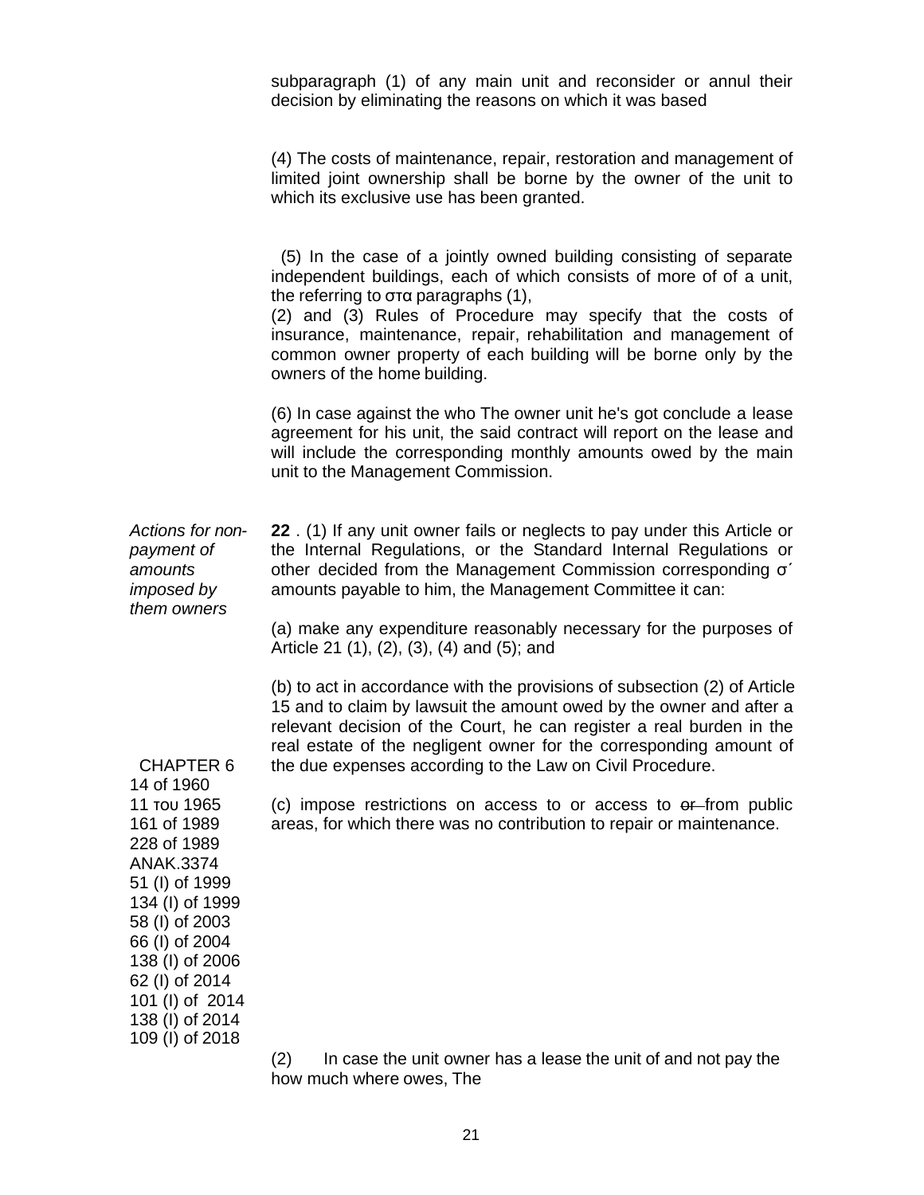subparagraph (1) of any main unit and reconsider or annul their decision by eliminating the reasons on which it was based

(4) The costs of maintenance, repair, restoration and management of limited joint ownership shall be borne by the owner of the unit to which its exclusive use has been granted.

(5) In the case of a jointly owned building consisting of separate independent buildings, each of which consists of more of of a unit, the referring to στα paragraphs (1),
(2) and (3) Rules of Procedure may specify that the costs of insurance, maintenance, repair, rehabilitation and management of common owner property of each building will be borne only by the owners of the home building.

(6) In case against the who The owner unit he's got conclude a lease agreement for his unit, the said contract will report on the lease and will include the corresponding monthly amounts owed by the main unit to the Management Commission.

*Actions for non-payment of amounts imposed by them owners*

**22** . (1) If any unit owner fails or neglects to pay under this Article or the Internal Regulations, or the Standard Internal Regulations or other decided from the Management Commission corresponding σ΄ amounts payable to him, the Management Committee it can:

(a) make any expenditure reasonably necessary for the purposes of Article 21 (1), (2), (3), (4) and (5); and

(b) to act in accordance with the provisions of subsection (2) of Article 15 and to claim by lawsuit the amount owed by the owner and after a relevant decision of the Court, he can register a real burden in the real estate of the negligent owner for the corresponding amount of the due expenses according to the Law on Civil Procedure.

CHAPTER 6
14 of 1960
11 του 1965
161 of 1989
228 of 1989
ANAK.3374
51 (I) of 1999
134 (I) of 1999
58 (I) of 2003
66 (I) of 2004
138 (I) of 2006
62 (I) of 2014
101 (I) of 2014
138 (I) of 2014
109 (I) of 2018

(c) impose restrictions on access to or access to ~~or~~ from public areas, for which there was no contribution to repair or maintenance.

(2) In case the unit owner has a lease the unit of and not pay the how much where owes, The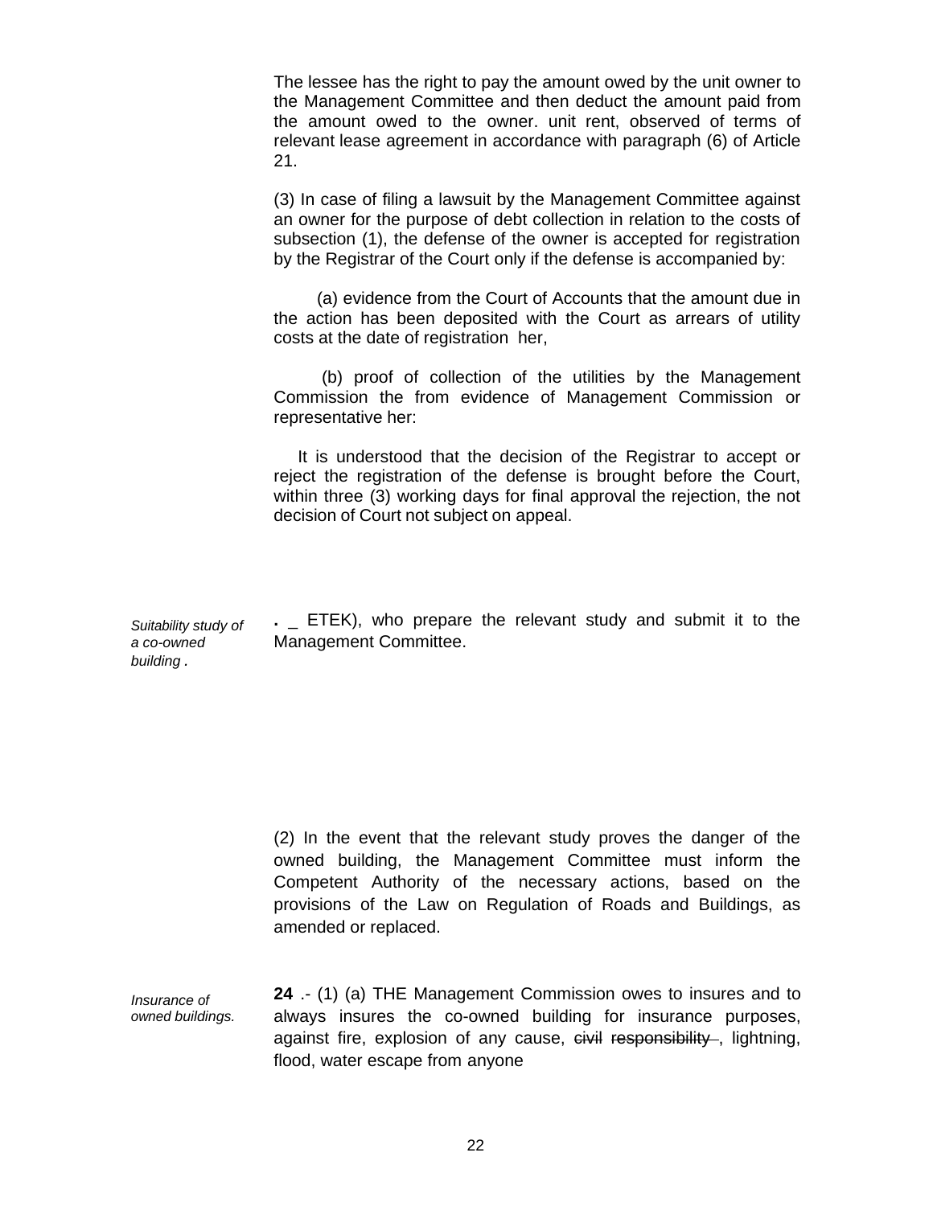The lessee has the right to pay the amount owed by the unit owner to the Management Committee and then deduct the amount paid from the amount owed to the owner. unit rent, observed of terms of relevant lease agreement in accordance with paragraph (6) of Article 21.

(3) In case of filing a lawsuit by the Management Committee against an owner for the purpose of debt collection in relation to the costs of subsection (1), the defense of the owner is accepted for registration by the Registrar of the Court only if the defense is accompanied by:

(a) evidence from the Court of Accounts that the amount due in the action has been deposited with the Court as arrears of utility costs at the date of registration her,

(b) proof of collection of the utilities by the Management Commission the from evidence of Management Commission or representative her:

It is understood that the decision of the Registrar to accept or reject the registration of the defense is brought before the Court, within three (3) working days for final approval the rejection, the not decision of Court not subject on appeal.

*Suitability study of a co-owned building* .

. _ ETEK), who prepare the relevant study and submit it to the Management Committee.

(2) In the event that the relevant study proves the danger of the owned building, the Management Committee must inform the Competent Authority of the necessary actions, based on the provisions of the Law on Regulation of Roads and Buildings, as amended or replaced.

*Insurance of owned buildings.*

**24** .- (1) (a) THE Management Commission owes to insures and to always insures the co-owned building for insurance purposes, against fire, explosion of any cause, ~~civil responsibility~~ , lightning, flood, water escape from anyone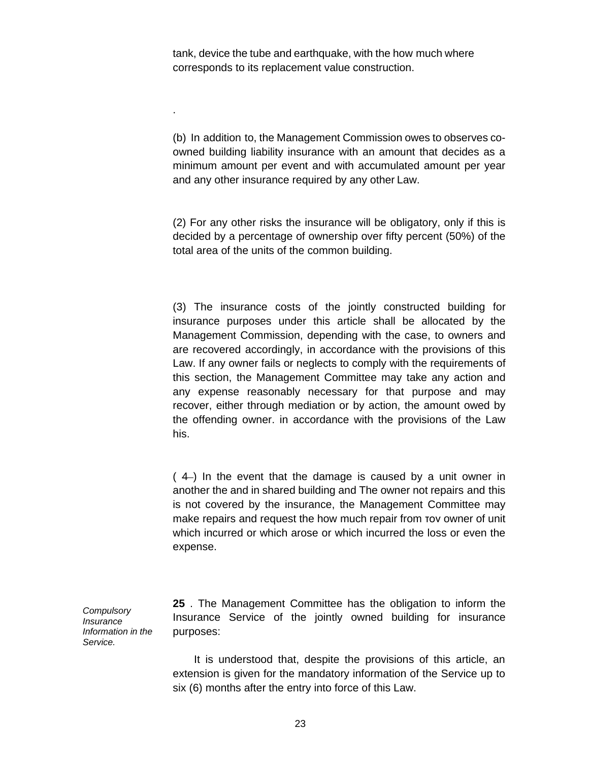tank, device the tube and earthquake, with the how much where corresponds to its replacement value construction.

.

(b) In addition to, the Management Commission owes to observes co-owned building liability insurance with an amount that decides as a minimum amount per event and with accumulated amount per year and any other insurance required by any other Law.

(2) For any other risks the insurance will be obligatory, only if this is decided by a percentage of ownership over fifty percent (50%) of the total area of the units of the common building.

(3) The insurance costs of the jointly constructed building for insurance purposes under this article shall be allocated by the Management Commission, depending with the case, to owners and are recovered accordingly, in accordance with the provisions of this Law. If any owner fails or neglects to comply with the requirements of this section, the Management Committee may take any action and any expense reasonably necessary for that purpose and may recover, either through mediation or by action, the amount owed by the offending owner. in accordance with the provisions of the Law his.

( 4 ) In the event that the damage is caused by a unit owner in another the and in shared building and The owner not repairs and this is not covered by the insurance, the Management Committee may make repairs and request the how much repair from τον owner of unit which incurred or which arose or which incurred the loss or even the expense.

*Compulsory Insurance Information in the Service.*

**25** . The Management Committee has the obligation to inform the Insurance Service of the jointly owned building for insurance purposes:

It is understood that, despite the provisions of this article, an extension is given for the mandatory information of the Service up to six (6) months after the entry into force of this Law.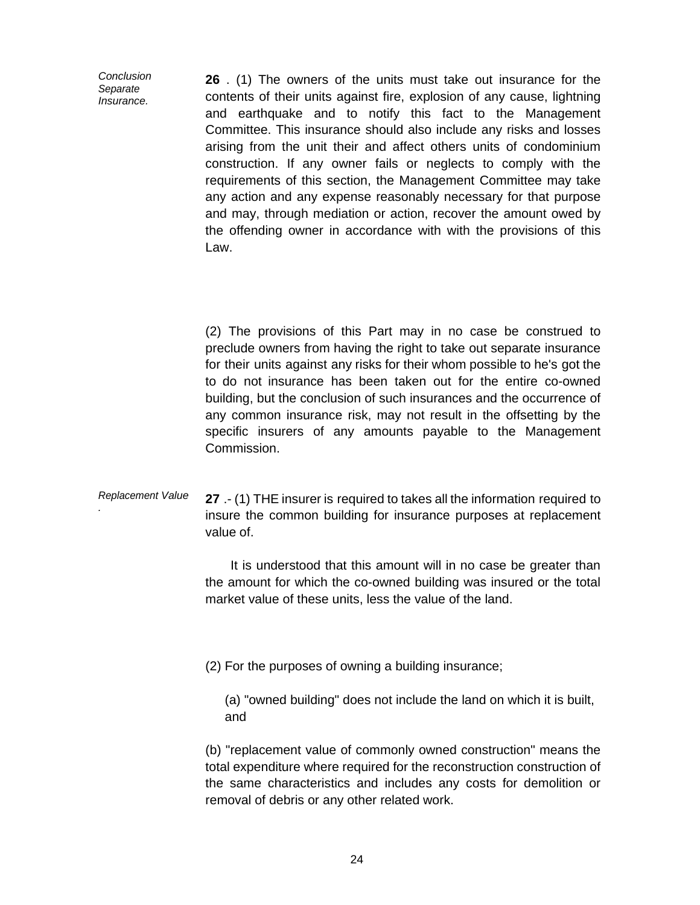*Conclusion Separate Insurance.*

**26** . (1) The owners of the units must take out insurance for the contents of their units against fire, explosion of any cause, lightning and earthquake and to notify this fact to the Management Committee. This insurance should also include any risks and losses arising from the unit their and affect others units of condominium construction. If any owner fails or neglects to comply with the requirements of this section, the Management Committee may take any action and any expense reasonably necessary for that purpose and may, through mediation or action, recover the amount owed by the offending owner in accordance with with the provisions of this Law.

(2) The provisions of this Part may in no case be construed to preclude owners from having the right to take out separate insurance for their units against any risks for their whom possible to he's got the to do not insurance has been taken out for the entire co-owned building, but the conclusion of such insurances and the occurrence of any common insurance risk, may not result in the offsetting by the specific insurers of any amounts payable to the Management Commission.

*Replacement Value .*

**27** .- (1) THE insurer is required to takes all the information required to insure the common building for insurance purposes at replacement value of.

It is understood that this amount will in no case be greater than the amount for which the co-owned building was insured or the total market value of these units, less the value of the land.

(2) For the purposes of owning a building insurance;

(a) "owned building" does not include the land on which it is built, and

(b) "replacement value of commonly owned construction" means the total expenditure where required for the reconstruction construction of the same characteristics and includes any costs for demolition or removal of debris or any other related work.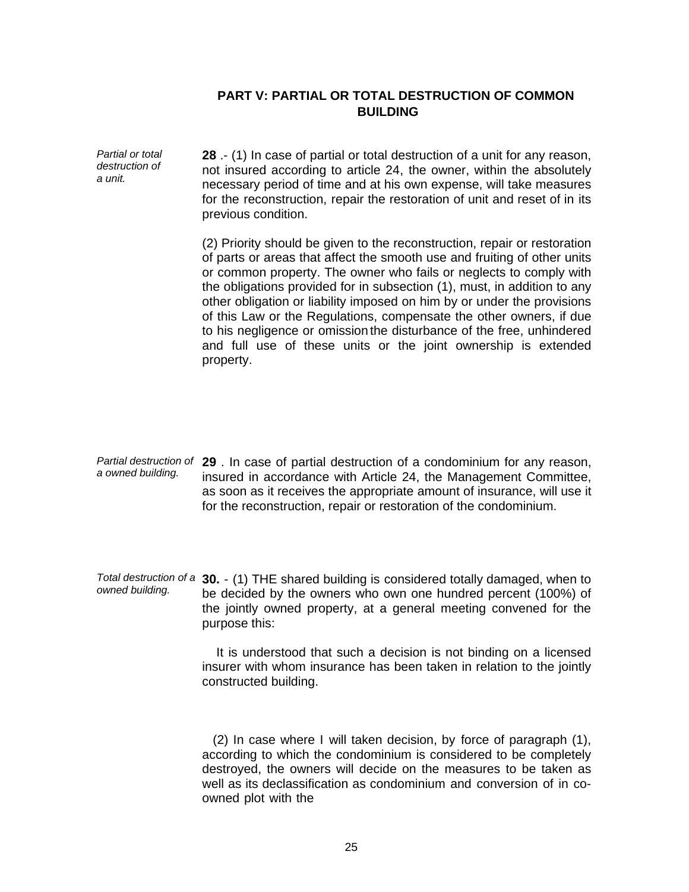## PART V: PARTIAL OR TOTAL DESTRUCTION OF COMMON BUILDING

*Partial or total destruction of a unit.*

**28** .- (1) In case of partial or total destruction of a unit for any reason, not insured according to article 24, the owner, within the absolutely necessary period of time and at his own expense, will take measures for the reconstruction, repair the restoration of unit and reset of in its previous condition.

(2) Priority should be given to the reconstruction, repair or restoration of parts or areas that affect the smooth use and fruiting of other units or common property. The owner who fails or neglects to comply with the obligations provided for in subsection (1), must, in addition to any other obligation or liability imposed on him by or under the provisions of this Law or the Regulations, compensate the other owners, if due to his negligence or omission the disturbance of the free, unhindered and full use of these units or the joint ownership is extended property.

*Partial destruction of a owned building.*

**29** . In case of partial destruction of a condominium for any reason, insured in accordance with Article 24, the Management Committee, as soon as it receives the appropriate amount of insurance, will use it for the reconstruction, repair or restoration of the condominium.

*Total destruction of a owned building.*

**30.** - (1) THE shared building is considered totally damaged, when to be decided by the owners who own one hundred percent (100%) of the jointly owned property, at a general meeting convened for the purpose this:

It is understood that such a decision is not binding on a licensed insurer with whom insurance has been taken in relation to the jointly constructed building.

(2) In case where I will taken decision, by force of paragraph (1), according to which the condominium is considered to be completely destroyed, the owners will decide on the measures to be taken as well as its declassification as condominium and conversion of in co-owned plot with the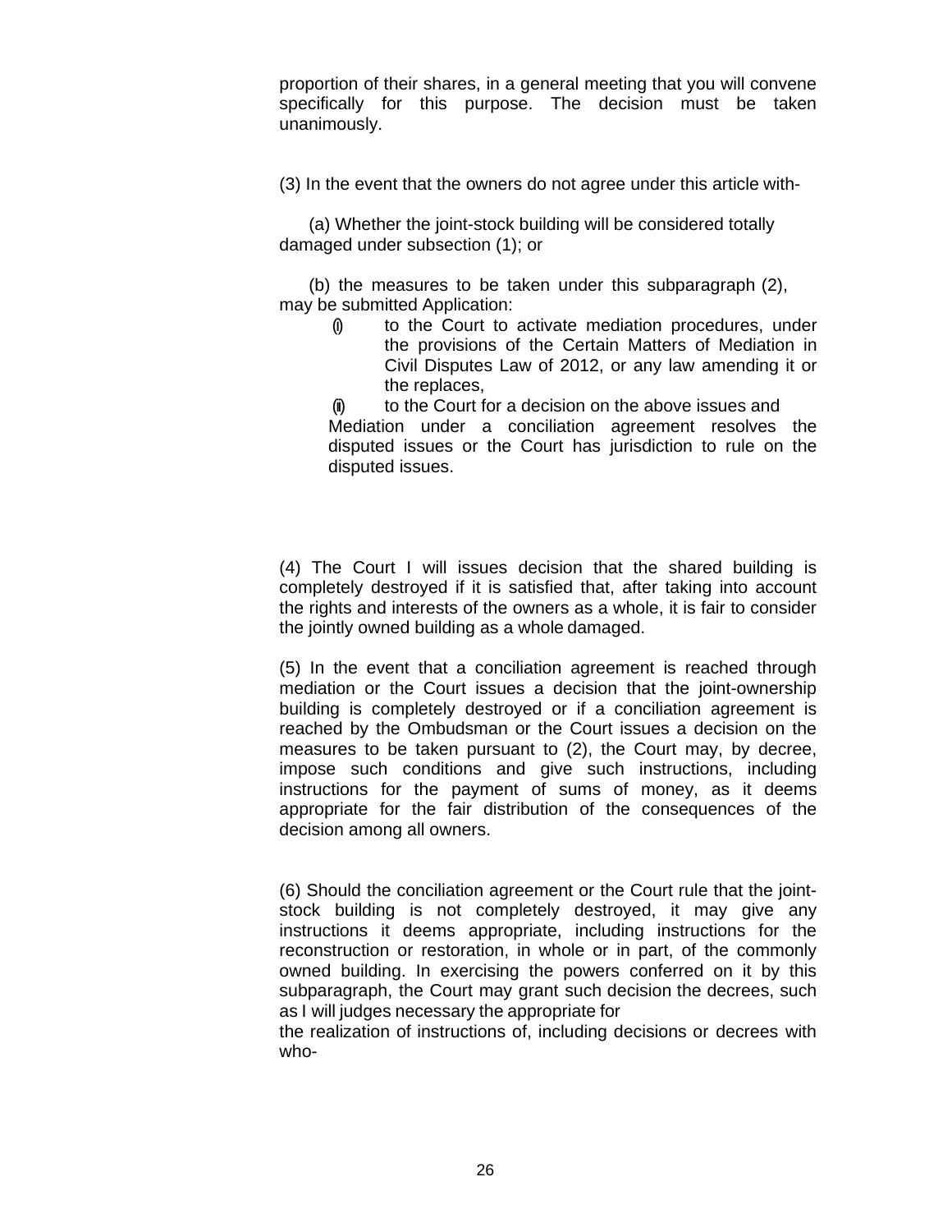proportion of their shares, in a general meeting that you will convene specifically for this purpose. The decision must be taken unanimously.

(3) In the event that the owners do not agree under this article with-

(a) Whether the joint-stock building will be considered totally damaged under subsection (1); or

(b) the measures to be taken under this subparagraph (2), may be submitted Application:

(i) to the Court to activate mediation procedures, under the provisions of the Certain Matters of Mediation in Civil Disputes Law of 2012, or any law amending it or the replaces,

(ii) to the Court for a decision on the above issues and

Mediation under a conciliation agreement resolves the disputed issues or the Court has jurisdiction to rule on the disputed issues.

(4) The Court I will issues decision that the shared building is completely destroyed if it is satisfied that, after taking into account the rights and interests of the owners as a whole, it is fair to consider the jointly owned building as a whole damaged.

(5) In the event that a conciliation agreement is reached through mediation or the Court issues a decision that the joint-ownership building is completely destroyed or if a conciliation agreement is reached by the Ombudsman or the Court issues a decision on the measures to be taken pursuant to (2), the Court may, by decree, impose such conditions and give such instructions, including instructions for the payment of sums of money, as it deems appropriate for the fair distribution of the consequences of the decision among all owners.

(6) Should the conciliation agreement or the Court rule that the joint-stock building is not completely destroyed, it may give any instructions it deems appropriate, including instructions for the reconstruction or restoration, in whole or in part, of the commonly owned building. In exercising the powers conferred on it by this subparagraph, the Court may grant such decision the decrees, such as I will judges necessary the appropriate for

the realization of instructions of, including decisions or decrees with who-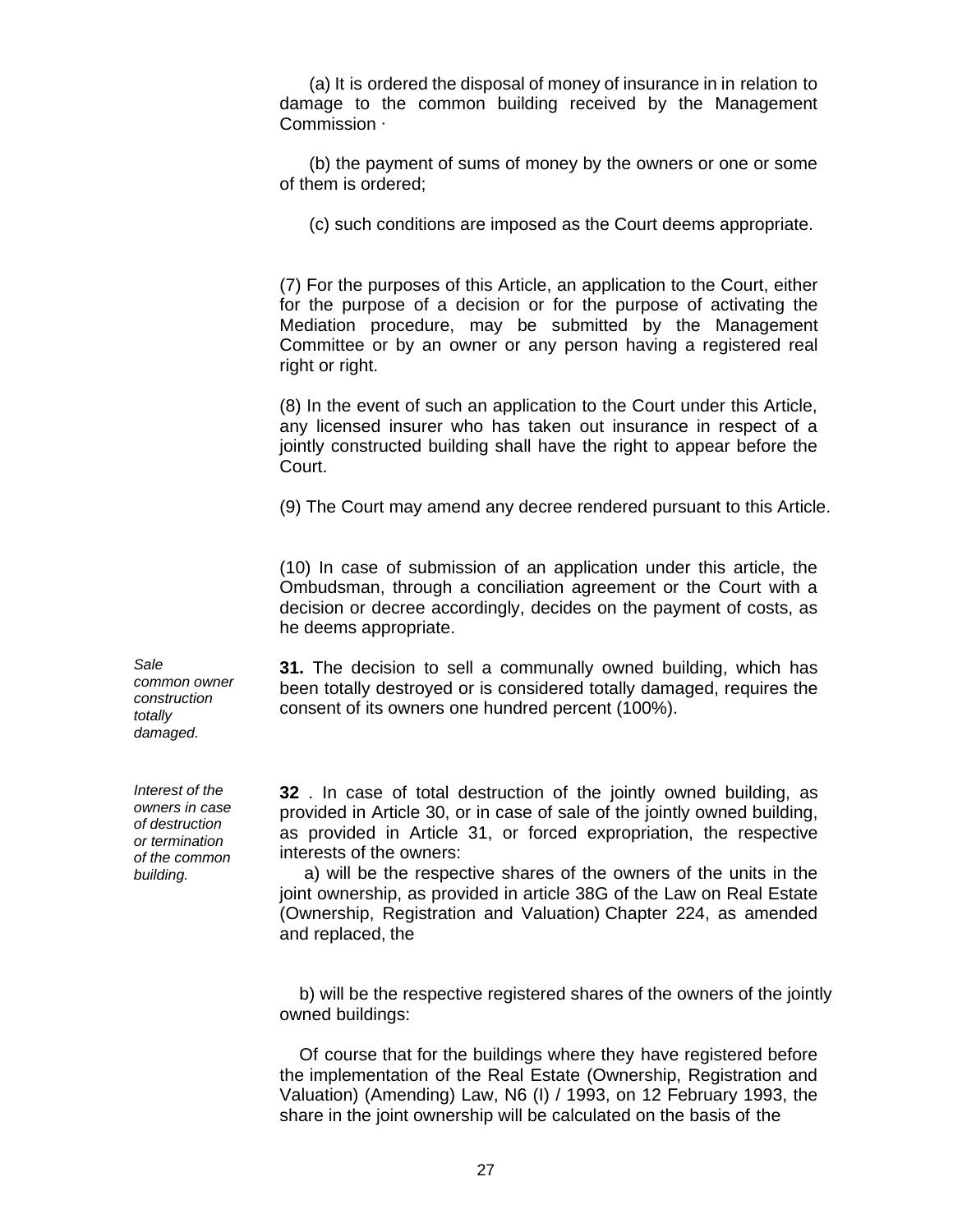(a) It is ordered the disposal of money of insurance in in relation to damage to the common building received by the Management Commission ·

(b) the payment of sums of money by the owners or one or some of them is ordered;

(c) such conditions are imposed as the Court deems appropriate.

(7) For the purposes of this Article, an application to the Court, either for the purpose of a decision or for the purpose of activating the Mediation procedure, may be submitted by the Management Committee or by an owner or any person having a registered real right or right.

(8) In the event of such an application to the Court under this Article, any licensed insurer who has taken out insurance in respect of a jointly constructed building shall have the right to appear before the Court.

(9) The Court may amend any decree rendered pursuant to this Article.

(10) In case of submission of an application under this article, the Ombudsman, through a conciliation agreement or the Court with a decision or decree accordingly, decides on the payment of costs, as he deems appropriate.

*Sale common owner construction totally damaged.*

**31.** The decision to sell a communally owned building, which has been totally destroyed or is considered totally damaged, requires the consent of its owners one hundred percent (100%).

*Interest of the owners in case of destruction or termination of the common building.*

**32** . In case of total destruction of the jointly owned building, as provided in Article 30, or in case of sale of the jointly owned building, as provided in Article 31, or forced expropriation, the respective interests of the owners:

a) will be the respective shares of the owners of the units in the joint ownership, as provided in article 38G of the Law on Real Estate (Ownership, Registration and Valuation) Chapter 224, as amended and replaced, the

b) will be the respective registered shares of the owners of the jointly owned buildings:

Of course that for the buildings where they have registered before the implementation of the Real Estate (Ownership, Registration and Valuation) (Amending) Law, N6 (I) / 1993, on 12 February 1993, the share in the joint ownership will be calculated on the basis of the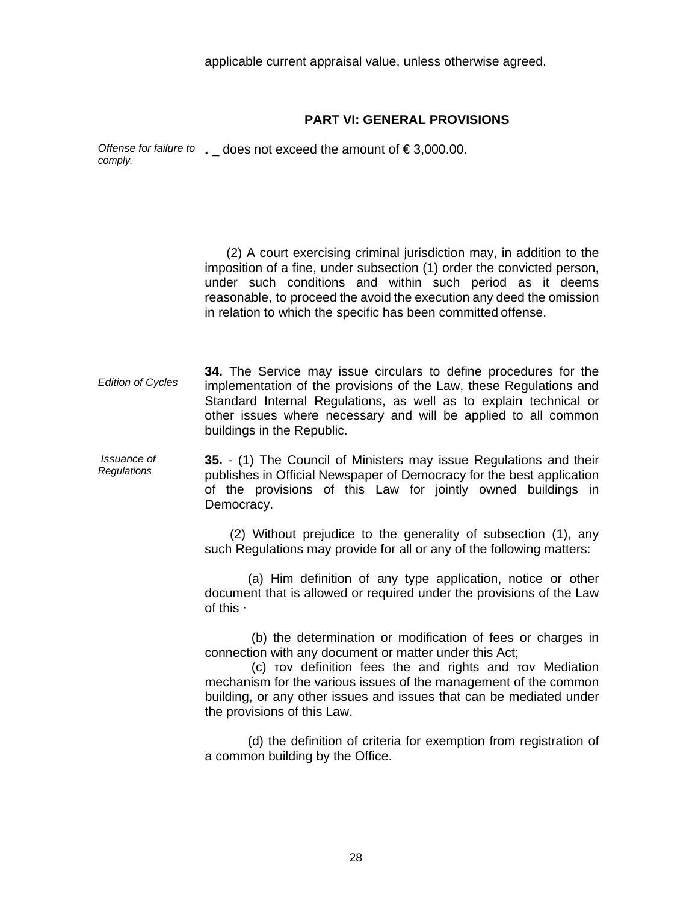applicable current appraisal value, unless otherwise agreed.

## PART VI: GENERAL PROVISIONS

*Offense for failure to comply.*

**.** _ does not exceed the amount of € 3,000.00.

(2) A court exercising criminal jurisdiction may, in addition to the imposition of a fine, under subsection (1) order the convicted person, under such conditions and within such period as it deems reasonable, to proceed the avoid the execution any deed the omission in relation to which the specific has been committed offense.

*Edition of Cycles*

**34.** The Service may issue circulars to define procedures for the implementation of the provisions of the Law, these Regulations and Standard Internal Regulations, as well as to explain technical or other issues where necessary and will be applied to all common buildings in the Republic.

*Issuance of Regulations*

**35.** - (1) The Council of Ministers may issue Regulations and their publishes in Official Newspaper of Democracy for the best application of the provisions of this Law for jointly owned buildings in Democracy.

(2) Without prejudice to the generality of subsection (1), any such Regulations may provide for all or any of the following matters:

(a) Him definition of any type application, notice or other document that is allowed or required under the provisions of the Law of this ·

(b) the determination or modification of fees or charges in connection with any document or matter under this Act;

(c) τον definition fees the and rights and τον Mediation mechanism for the various issues of the management of the common building, or any other issues and issues that can be mediated under the provisions of this Law.

(d) the definition of criteria for exemption from registration of a common building by the Office.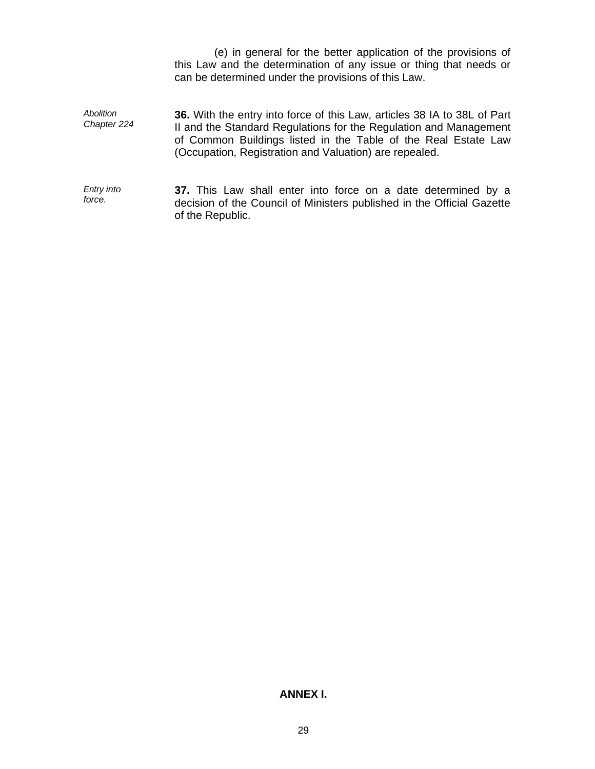(e) in general for the better application of the provisions of this Law and the determination of any issue or thing that needs or can be determined under the provisions of this Law.

*Abolition Chapter 224*

**36.** With the entry into force of this Law, articles 38 IA to 38L of Part II and the Standard Regulations for the Regulation and Management of Common Buildings listed in the Table of the Real Estate Law (Occupation, Registration and Valuation) are repealed.

*Entry into force.*

**37.** This Law shall enter into force on a date determined by a decision of the Council of Ministers published in the Official Gazette of the Republic.

**ANNEX I.**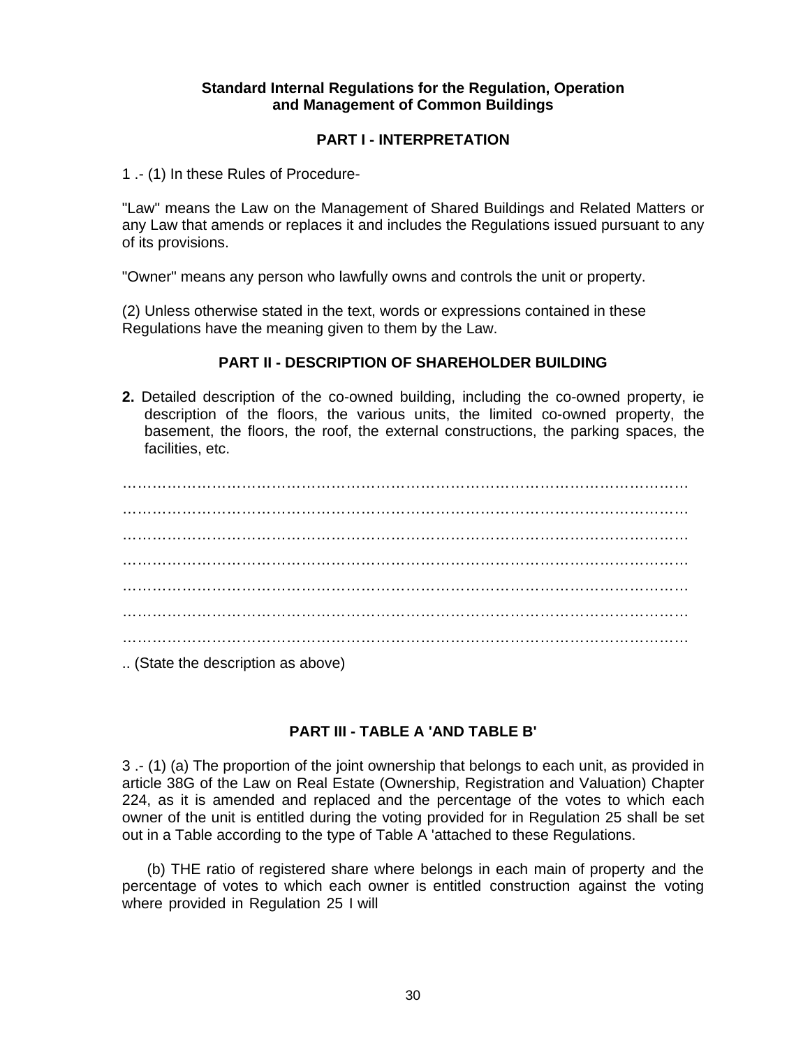**Standard Internal Regulations for the Regulation, Operation and Management of Common Buildings**

**PART I - INTERPRETATION**

1 .- (1) In these Rules of Procedure-

"Law" means the Law on the Management of Shared Buildings and Related Matters or any Law that amends or replaces it and includes the Regulations issued pursuant to any of its provisions.

"Owner" means any person who lawfully owns and controls the unit or property.

(2) Unless otherwise stated in the text, words or expressions contained in these Regulations have the meaning given to them by the Law.

**PART II - DESCRIPTION OF SHAREHOLDER BUILDING**

**2.** Detailed description of the co-owned building, including the co-owned property, ie description of the floors, the various units, the limited co-owned property, the basement, the floors, the roof, the external constructions, the parking spaces, the facilities, etc.

…………………………………………………………………………………………………

…………………………………………………………………………………………………

…………………………………………………………………………………………………

…………………………………………………………………………………………………

…………………………………………………………………………………………………

…………………………………………………………………………………………………

…………………………………………………………………………………………………

.. (State the description as above)

**PART III - TABLE A 'AND TABLE B'**

3 .- (1) (a) The proportion of the joint ownership that belongs to each unit, as provided in article 38G of the Law on Real Estate (Ownership, Registration and Valuation) Chapter 224, as it is amended and replaced and the percentage of the votes to which each owner of the unit is entitled during the voting provided for in Regulation 25 shall be set out in a Table according to the type of Table A 'attached to these Regulations.

(b) THE ratio of registered share where belongs in each main of property and the percentage of votes to which each owner is entitled construction against the voting where provided in Regulation 25 I will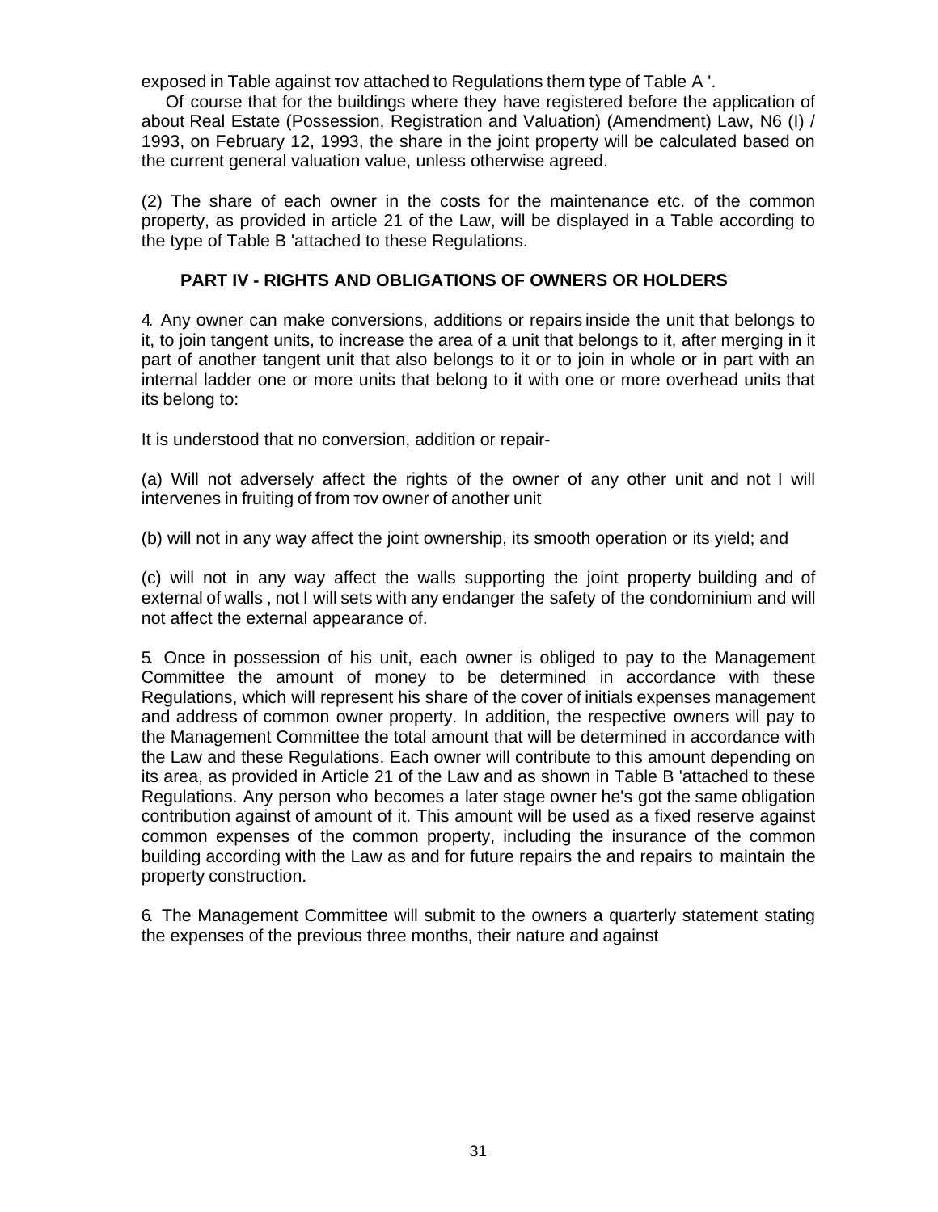exposed in Table against τον attached to Regulations them type of Table A '.

Of course that for the buildings where they have registered before the application of about Real Estate (Possession, Registration and Valuation) (Amendment) Law, N6 (I) / 1993, on February 12, 1993, the share in the joint property will be calculated based on the current general valuation value, unless otherwise agreed.

(2) The share of each owner in the costs for the maintenance etc. of the common property, as provided in article 21 of the Law, will be displayed in a Table according to the type of Table B 'attached to these Regulations.

### PART IV - RIGHTS AND OBLIGATIONS OF OWNERS OR HOLDERS

4. Any owner can make conversions, additions or repairs inside the unit that belongs to it, to join tangent units, to increase the area of a unit that belongs to it, after merging in it part of another tangent unit that also belongs to it or to join in whole or in part with an internal ladder one or more units that belong to it with one or more overhead units that its belong to:

It is understood that no conversion, addition or repair-

(a) Will not adversely affect the rights of the owner of any other unit and not I will intervenes in fruiting of from τον owner of another unit

(b) will not in any way affect the joint ownership, its smooth operation or its yield; and

(c) will not in any way affect the walls supporting the joint property building and of external of walls , not I will sets with any endanger the safety of the condominium and will not affect the external appearance of.

5. Once in possession of his unit, each owner is obliged to pay to the Management Committee the amount of money to be determined in accordance with these Regulations, which will represent his share of the cover of initials expenses management and address of common owner property. In addition, the respective owners will pay to the Management Committee the total amount that will be determined in accordance with the Law and these Regulations. Each owner will contribute to this amount depending on its area, as provided in Article 21 of the Law and as shown in Table B 'attached to these Regulations. Any person who becomes a later stage owner he's got the same obligation contribution against of amount of it. This amount will be used as a fixed reserve against common expenses of the common property, including the insurance of the common building according with the Law as and for future repairs the and repairs to maintain the property construction.

6. The Management Committee will submit to the owners a quarterly statement stating the expenses of the previous three months, their nature and against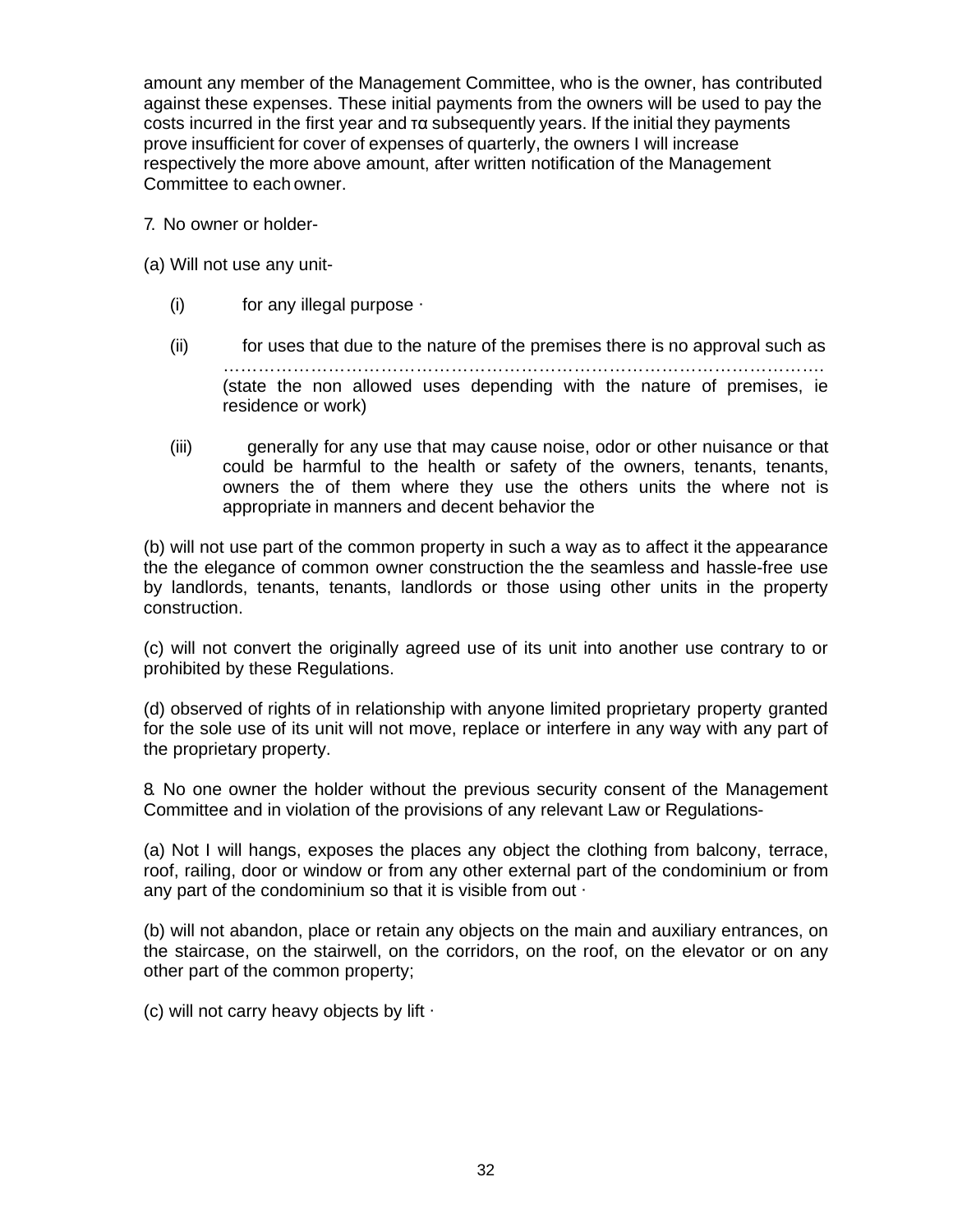amount any member of the Management Committee, who is the owner, has contributed against these expenses. These initial payments from the owners will be used to pay the costs incurred in the first year and τα subsequently years. If the initial they payments prove insufficient for cover of expenses of quarterly, the owners I will increase respectively the more above amount, after written notification of the Management Committee to each owner.

7. No owner or holder-

(a) Will not use any unit-

(i) for any illegal purpose ·

(ii) for uses that due to the nature of the premises there is no approval such as ………………………………………………………………………………………. (state the non allowed uses depending with the nature of premises, ie residence or work)

(iii) generally for any use that may cause noise, odor or other nuisance or that could be harmful to the health or safety of the owners, tenants, tenants, owners the of them where they use the others units the where not is appropriate in manners and decent behavior the

(b) will not use part of the common property in such a way as to affect it the appearance the the elegance of common owner construction the the seamless and hassle-free use by landlords, tenants, tenants, landlords or those using other units in the property construction.

(c) will not convert the originally agreed use of its unit into another use contrary to or prohibited by these Regulations.

(d) observed of rights of in relationship with anyone limited proprietary property granted for the sole use of its unit will not move, replace or interfere in any way with any part of the proprietary property.

8. No one owner the holder without the previous security consent of the Management Committee and in violation of the provisions of any relevant Law or Regulations-

(a) Not I will hangs, exposes the places any object the clothing from balcony, terrace, roof, railing, door or window or from any other external part of the condominium or from any part of the condominium so that it is visible from out ·

(b) will not abandon, place or retain any objects on the main and auxiliary entrances, on the staircase, on the stairwell, on the corridors, on the roof, on the elevator or on any other part of the common property;

(c) will not carry heavy objects by lift ·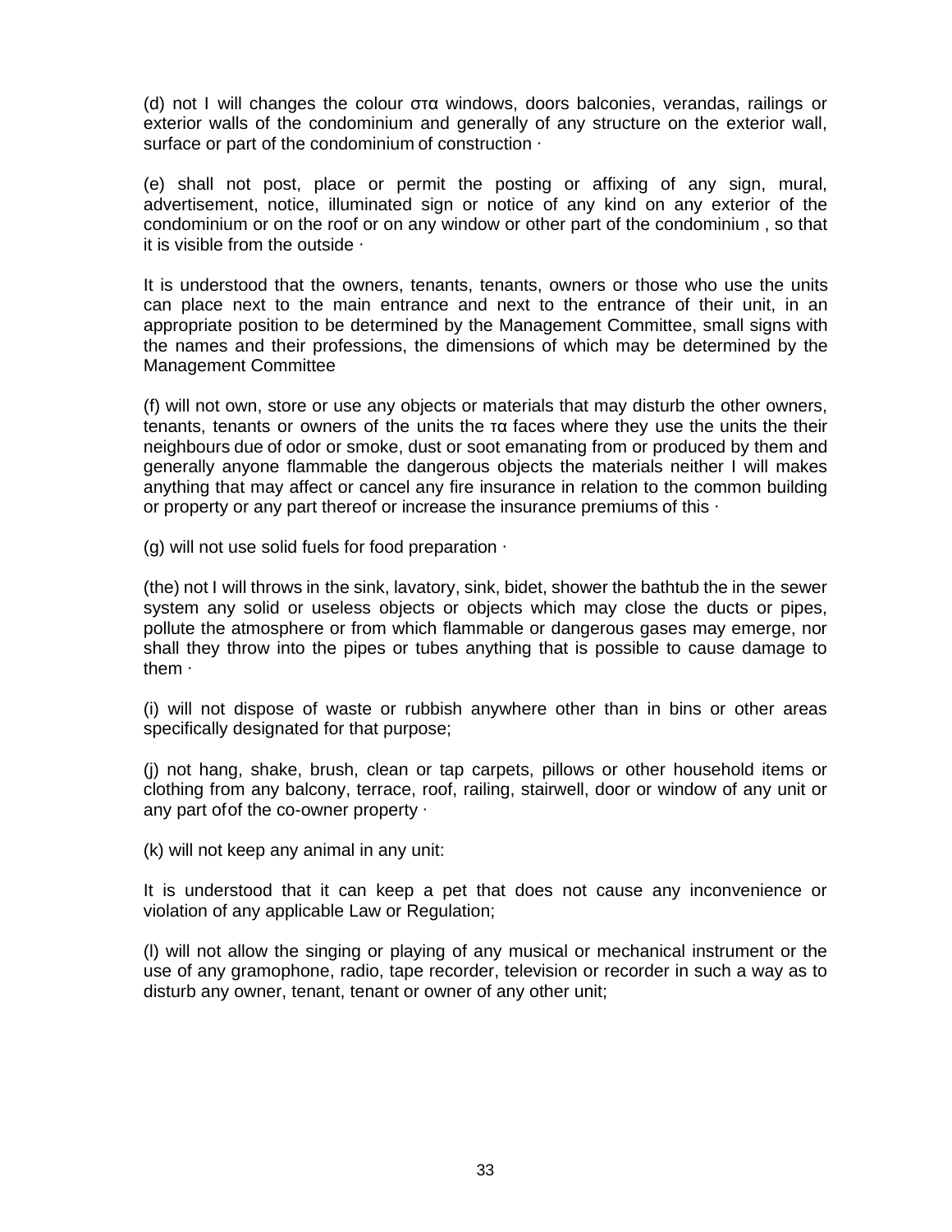(d) not I will changes the colour στα windows, doors balconies, verandas, railings or exterior walls of the condominium and generally of any structure on the exterior wall, surface or part of the condominium of construction ·

(e) shall not post, place or permit the posting or affixing of any sign, mural, advertisement, notice, illuminated sign or notice of any kind on any exterior of the condominium or on the roof or on any window or other part of the condominium , so that it is visible from the outside ·

It is understood that the owners, tenants, tenants, owners or those who use the units can place next to the main entrance and next to the entrance of their unit, in an appropriate position to be determined by the Management Committee, small signs with the names and their professions, the dimensions of which may be determined by the Management Committee

(f) will not own, store or use any objects or materials that may disturb the other owners, tenants, tenants or owners of the units the τα faces where they use the units the their neighbours due of odor or smoke, dust or soot emanating from or produced by them and generally anyone flammable the dangerous objects the materials neither I will makes anything that may affect or cancel any fire insurance in relation to the common building or property or any part thereof or increase the insurance premiums of this ·

(g) will not use solid fuels for food preparation ·

(the) not I will throws in the sink, lavatory, sink, bidet, shower the bathtub the in the sewer system any solid or useless objects or objects which may close the ducts or pipes, pollute the atmosphere or from which flammable or dangerous gases may emerge, nor shall they throw into the pipes or tubes anything that is possible to cause damage to them ·

(i) will not dispose of waste or rubbish anywhere other than in bins or other areas specifically designated for that purpose;

(j) not hang, shake, brush, clean or tap carpets, pillows or other household items or clothing from any balcony, terrace, roof, railing, stairwell, door or window of any unit or any part ofof the co-owner property ·

(k) will not keep any animal in any unit:

It is understood that it can keep a pet that does not cause any inconvenience or violation of any applicable Law or Regulation;

(l) will not allow the singing or playing of any musical or mechanical instrument or the use of any gramophone, radio, tape recorder, television or recorder in such a way as to disturb any owner, tenant, tenant or owner of any other unit;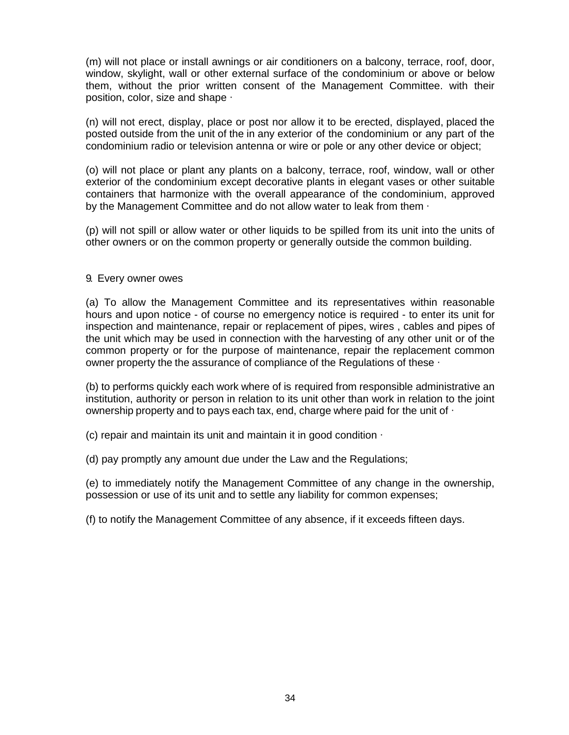(m) will not place or install awnings or air conditioners on a balcony, terrace, roof, door, window, skylight, wall or other external surface of the condominium or above or below them, without the prior written consent of the Management Committee. with their position, color, size and shape ·

(n) will not erect, display, place or post nor allow it to be erected, displayed, placed the posted outside from the unit of the in any exterior of the condominium or any part of the condominium radio or television antenna or wire or pole or any other device or object;

(o) will not place or plant any plants on a balcony, terrace, roof, window, wall or other exterior of the condominium except decorative plants in elegant vases or other suitable containers that harmonize with the overall appearance of the condominium, approved by the Management Committee and do not allow water to leak from them ·

(p) will not spill or allow water or other liquids to be spilled from its unit into the units of other owners or on the common property or generally outside the common building.

9. Every owner owes

(a) To allow the Management Committee and its representatives within reasonable hours and upon notice - of course no emergency notice is required - to enter its unit for inspection and maintenance, repair or replacement of pipes, wires , cables and pipes of the unit which may be used in connection with the harvesting of any other unit or of the common property or for the purpose of maintenance, repair the replacement common owner property the the assurance of compliance of the Regulations of these ·

(b) to performs quickly each work where of is required from responsible administrative an institution, authority or person in relation to its unit other than work in relation to the joint ownership property and to pays each tax, end, charge where paid for the unit of ·

(c) repair and maintain its unit and maintain it in good condition ·

(d) pay promptly any amount due under the Law and the Regulations;

(e) to immediately notify the Management Committee of any change in the ownership, possession or use of its unit and to settle any liability for common expenses;

(f) to notify the Management Committee of any absence, if it exceeds fifteen days.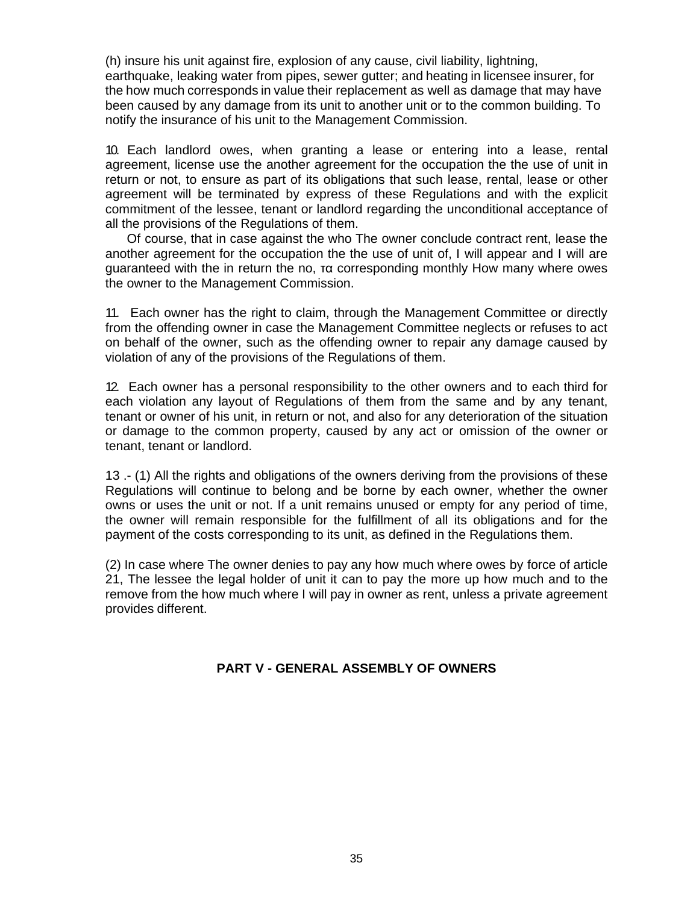(h) insure his unit against fire, explosion of any cause, civil liability, lightning, earthquake, leaking water from pipes, sewer gutter; and heating in licensee insurer, for the how much corresponds in value their replacement as well as damage that may have been caused by any damage from its unit to another unit or to the common building. To notify the insurance of his unit to the Management Commission.

10. Each landlord owes, when granting a lease or entering into a lease, rental agreement, license use the another agreement for the occupation the the use of unit in return or not, to ensure as part of its obligations that such lease, rental, lease or other agreement will be terminated by express of these Regulations and with the explicit commitment of the lessee, tenant or landlord regarding the unconditional acceptance of all the provisions of the Regulations of them.

Of course, that in case against the who The owner conclude contract rent, lease the another agreement for the occupation the the use of unit of, I will appear and I will are guaranteed with the in return the no, τα corresponding monthly How many where owes the owner to the Management Commission.

11. Each owner has the right to claim, through the Management Committee or directly from the offending owner in case the Management Committee neglects or refuses to act on behalf of the owner, such as the offending owner to repair any damage caused by violation of any of the provisions of the Regulations of them.

12. Each owner has a personal responsibility to the other owners and to each third for each violation any layout of Regulations of them from the same and by any tenant, tenant or owner of his unit, in return or not, and also for any deterioration of the situation or damage to the common property, caused by any act or omission of the owner or tenant, tenant or landlord.

13 .- (1) All the rights and obligations of the owners deriving from the provisions of these Regulations will continue to belong and be borne by each owner, whether the owner owns or uses the unit or not. If a unit remains unused or empty for any period of time, the owner will remain responsible for the fulfillment of all its obligations and for the payment of the costs corresponding to its unit, as defined in the Regulations them.

(2) In case where The owner denies to pay any how much where owes by force of article 21, The lessee the legal holder of unit it can to pay the more up how much and to the remove from the how much where I will pay in owner as rent, unless a private agreement provides different.

## PART V - GENERAL ASSEMBLY OF OWNERS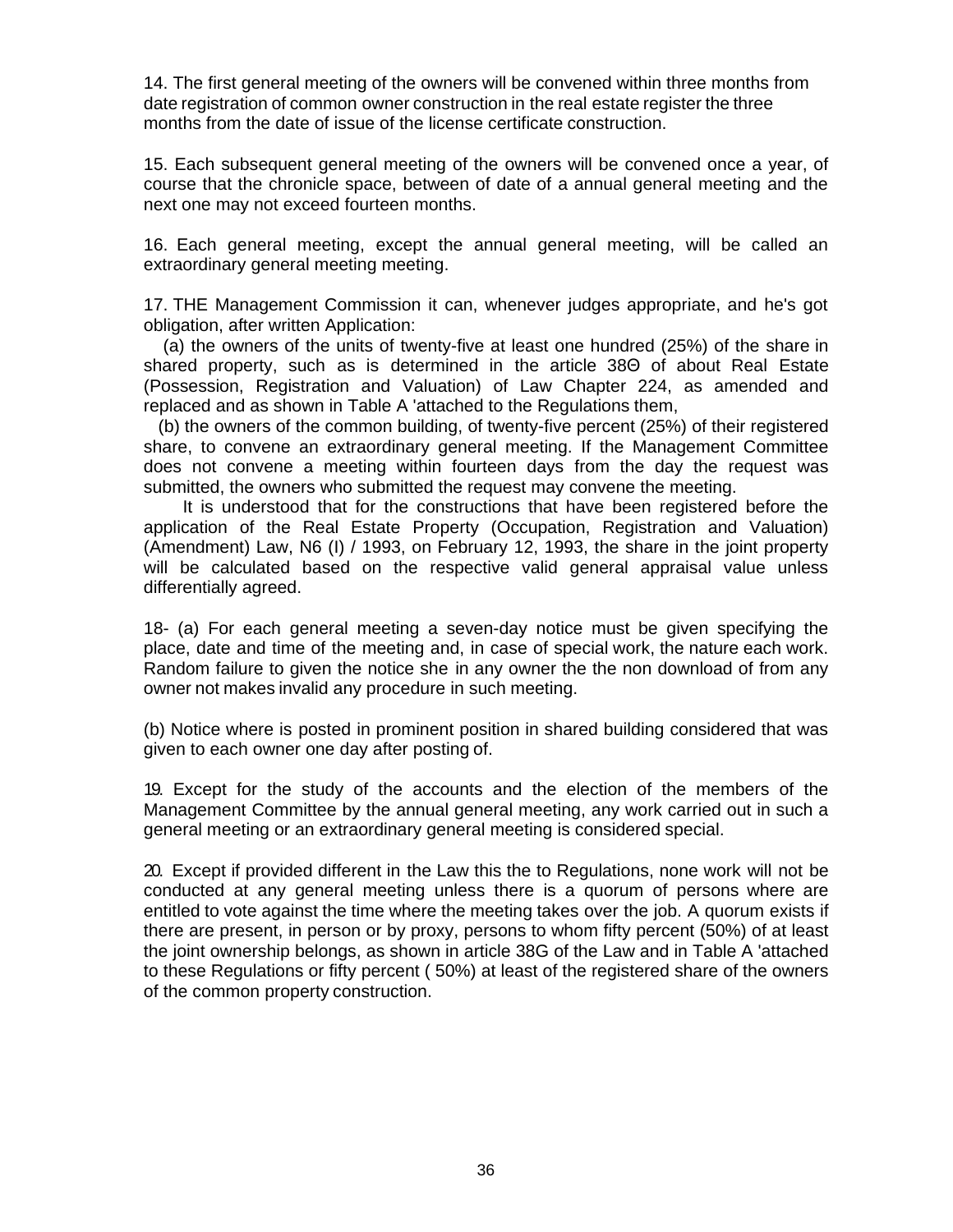14. The first general meeting of the owners will be convened within three months from date registration of common owner construction in the real estate register the three months from the date of issue of the license certificate construction.

15. Each subsequent general meeting of the owners will be convened once a year, of course that the chronicle space, between of date of a annual general meeting and the next one may not exceed fourteen months.

16. Each general meeting, except the annual general meeting, will be called an extraordinary general meeting meeting.

17. THE Management Commission it can, whenever judges appropriate, and he's got obligation, after written Application:

(a) the owners of the units of twenty-five at least one hundred (25%) of the share in shared property, such as is determined in the article 38Θ of about Real Estate (Possession, Registration and Valuation) of Law Chapter 224, as amended and replaced and as shown in Table A 'attached to the Regulations them,

(b) the owners of the common building, of twenty-five percent (25%) of their registered share, to convene an extraordinary general meeting. If the Management Committee does not convene a meeting within fourteen days from the day the request was submitted, the owners who submitted the request may convene the meeting.

It is understood that for the constructions that have been registered before the application of the Real Estate Property (Occupation, Registration and Valuation) (Amendment) Law, N6 (I) / 1993, on February 12, 1993, the share in the joint property will be calculated based on the respective valid general appraisal value unless differentially agreed.

18- (a) For each general meeting a seven-day notice must be given specifying the place, date and time of the meeting and, in case of special work, the nature each work. Random failure to given the notice she in any owner the the non download of from any owner not makes invalid any procedure in such meeting.

(b) Notice where is posted in prominent position in shared building considered that was given to each owner one day after posting of.

19. Except for the study of the accounts and the election of the members of the Management Committee by the annual general meeting, any work carried out in such a general meeting or an extraordinary general meeting is considered special.

20. Except if provided different in the Law this the to Regulations, none work will not be conducted at any general meeting unless there is a quorum of persons where are entitled to vote against the time where the meeting takes over the job. A quorum exists if there are present, in person or by proxy, persons to whom fifty percent (50%) of at least the joint ownership belongs, as shown in article 38G of the Law and in Table A 'attached to these Regulations or fifty percent ( 50%) at least of the registered share of the owners of the common property construction.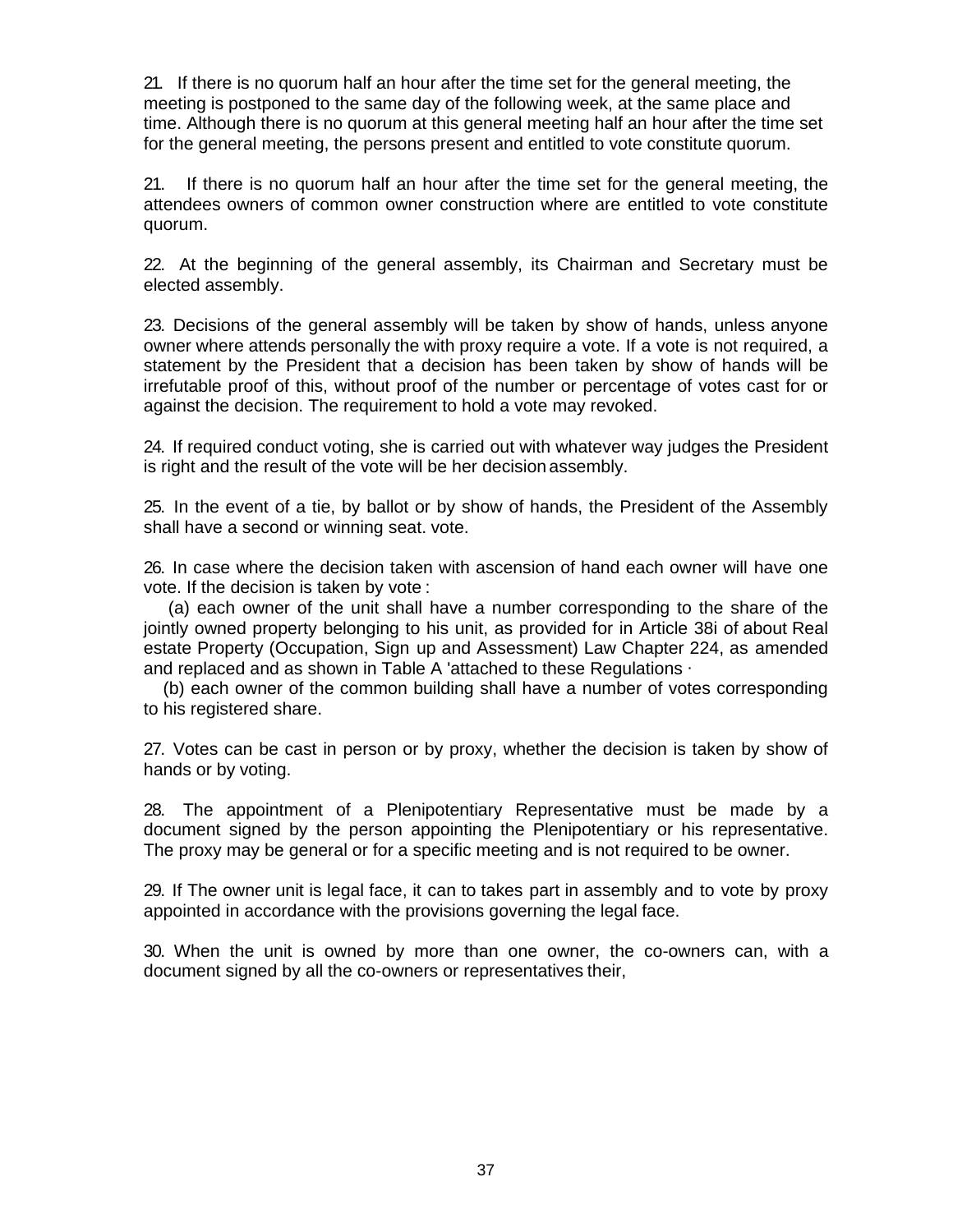21. If there is no quorum half an hour after the time set for the general meeting, the meeting is postponed to the same day of the following week, at the same place and time. Although there is no quorum at this general meeting half an hour after the time set for the general meeting, the persons present and entitled to vote constitute quorum.

21. If there is no quorum half an hour after the time set for the general meeting, the attendees owners of common owner construction where are entitled to vote constitute quorum.

22. At the beginning of the general assembly, its Chairman and Secretary must be elected assembly.

23. Decisions of the general assembly will be taken by show of hands, unless anyone owner where attends personally the with proxy require a vote. If a vote is not required, a statement by the President that a decision has been taken by show of hands will be irrefutable proof of this, without proof of the number or percentage of votes cast for or against the decision. The requirement to hold a vote may revoked.

24. If required conduct voting, she is carried out with whatever way judges the President is right and the result of the vote will be her decision assembly.

25. In the event of a tie, by ballot or by show of hands, the President of the Assembly shall have a second or winning seat. vote.

26. In case where the decision taken with ascension of hand each owner will have one vote. If the decision is taken by vote :

(a) each owner of the unit shall have a number corresponding to the share of the jointly owned property belonging to his unit, as provided for in Article 38i of about Real estate Property (Occupation, Sign up and Assessment) Law Chapter 224, as amended and replaced and as shown in Table A 'attached to these Regulations ·

(b) each owner of the common building shall have a number of votes corresponding to his registered share.

27. Votes can be cast in person or by proxy, whether the decision is taken by show of hands or by voting.

28. The appointment of a Plenipotentiary Representative must be made by a document signed by the person appointing the Plenipotentiary or his representative. The proxy may be general or for a specific meeting and is not required to be owner.

29. If The owner unit is legal face, it can to takes part in assembly and to vote by proxy appointed in accordance with the provisions governing the legal face.

30. When the unit is owned by more than one owner, the co-owners can, with a document signed by all the co-owners or representatives their,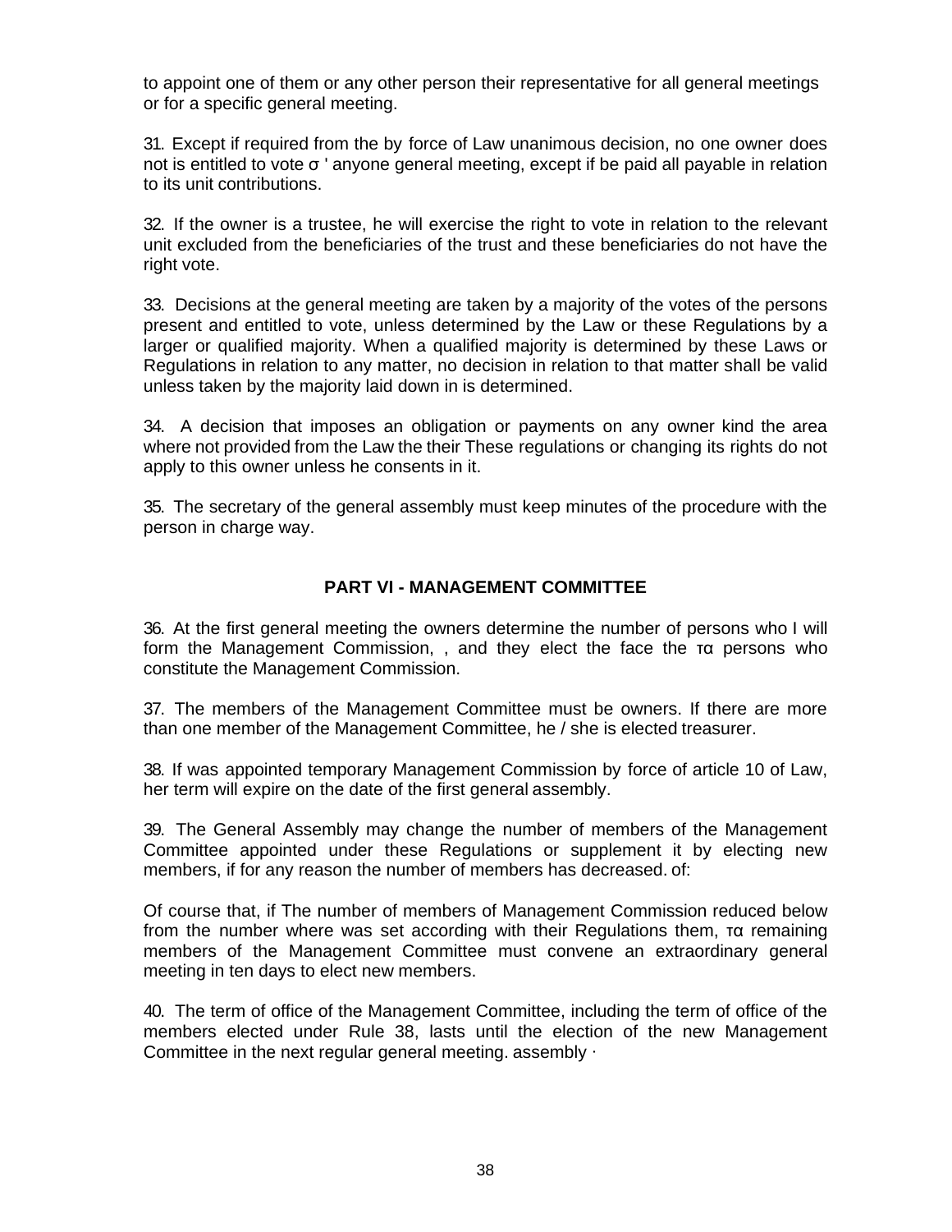to appoint one of them or any other person their representative for all general meetings or for a specific general meeting.

31. Except if required from the by force of Law unanimous decision, no one owner does not is entitled to vote σ ' anyone general meeting, except if be paid all payable in relation to its unit contributions.

32. If the owner is a trustee, he will exercise the right to vote in relation to the relevant unit excluded from the beneficiaries of the trust and these beneficiaries do not have the right vote.

33. Decisions at the general meeting are taken by a majority of the votes of the persons present and entitled to vote, unless determined by the Law or these Regulations by a larger or qualified majority. When a qualified majority is determined by these Laws or Regulations in relation to any matter, no decision in relation to that matter shall be valid unless taken by the majority laid down in is determined.

34. A decision that imposes an obligation or payments on any owner kind the area where not provided from the Law the their These regulations or changing its rights do not apply to this owner unless he consents in it.

35. The secretary of the general assembly must keep minutes of the procedure with the person in charge way.

## PART VI - MANAGEMENT COMMITTEE

36. At the first general meeting the owners determine the number of persons who I will form the Management Commission, , and they elect the face the τα persons who constitute the Management Commission.

37. The members of the Management Committee must be owners. If there are more than one member of the Management Committee, he / she is elected treasurer.

38. If was appointed temporary Management Commission by force of article 10 of Law, her term will expire on the date of the first general assembly.

39. The General Assembly may change the number of members of the Management Committee appointed under these Regulations or supplement it by electing new members, if for any reason the number of members has decreased. of:

Of course that, if The number of members of Management Commission reduced below from the number where was set according with their Regulations them, τα remaining members of the Management Committee must convene an extraordinary general meeting in ten days to elect new members.

40. The term of office of the Management Committee, including the term of office of the members elected under Rule 38, lasts until the election of the new Management Committee in the next regular general meeting. assembly ·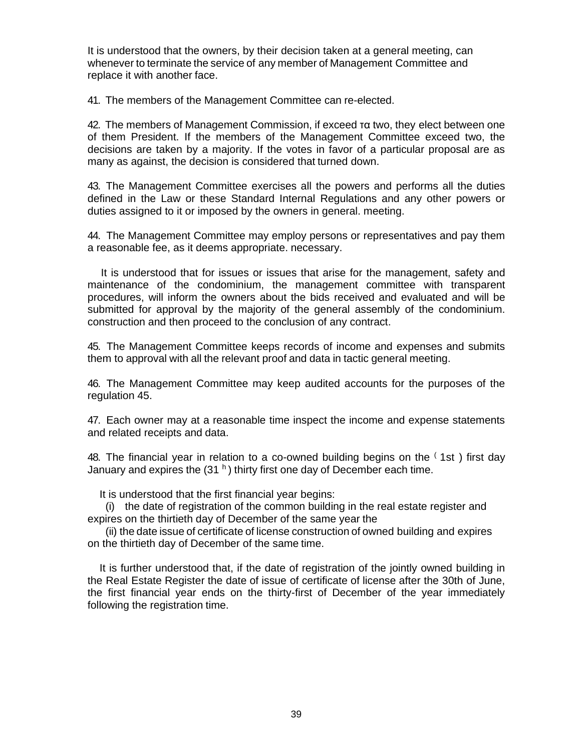It is understood that the owners, by their decision taken at a general meeting, can whenever to terminate the service of any member of Management Committee and replace it with another face.

41. The members of the Management Committee can re-elected.

42. The members of Management Commission, if exceed τα two, they elect between one of them President. If the members of the Management Committee exceed two, the decisions are taken by a majority. If the votes in favor of a particular proposal are as many as against, the decision is considered that turned down.

43. The Management Committee exercises all the powers and performs all the duties defined in the Law or these Standard Internal Regulations and any other powers or duties assigned to it or imposed by the owners in general. meeting.

44. The Management Committee may employ persons or representatives and pay them a reasonable fee, as it deems appropriate. necessary.

It is understood that for issues or issues that arise for the management, safety and maintenance of the condominium, the management committee with transparent procedures, will inform the owners about the bids received and evaluated and will be submitted for approval by the majority of the general assembly of the condominium. construction and then proceed to the conclusion of any contract.

45. The Management Committee keeps records of income and expenses and submits them to approval with all the relevant proof and data in tactic general meeting.

46. The Management Committee may keep audited accounts for the purposes of the regulation 45.

47. Each owner may at a reasonable time inspect the income and expense statements and related receipts and data.

48. The financial year in relation to a co-owned building begins on the ( 1st ) first day January and expires the (31 h ) thirty first one day of December each time.

It is understood that the first financial year begins:

(i) the date of registration of the common building in the real estate register and expires on the thirtieth day of December of the same year the

(ii) the date issue of certificate of license construction of owned building and expires on the thirtieth day of December of the same time.

It is further understood that, if the date of registration of the jointly owned building in the Real Estate Register the date of issue of certificate of license after the 30th of June, the first financial year ends on the thirty-first of December of the year immediately following the registration time.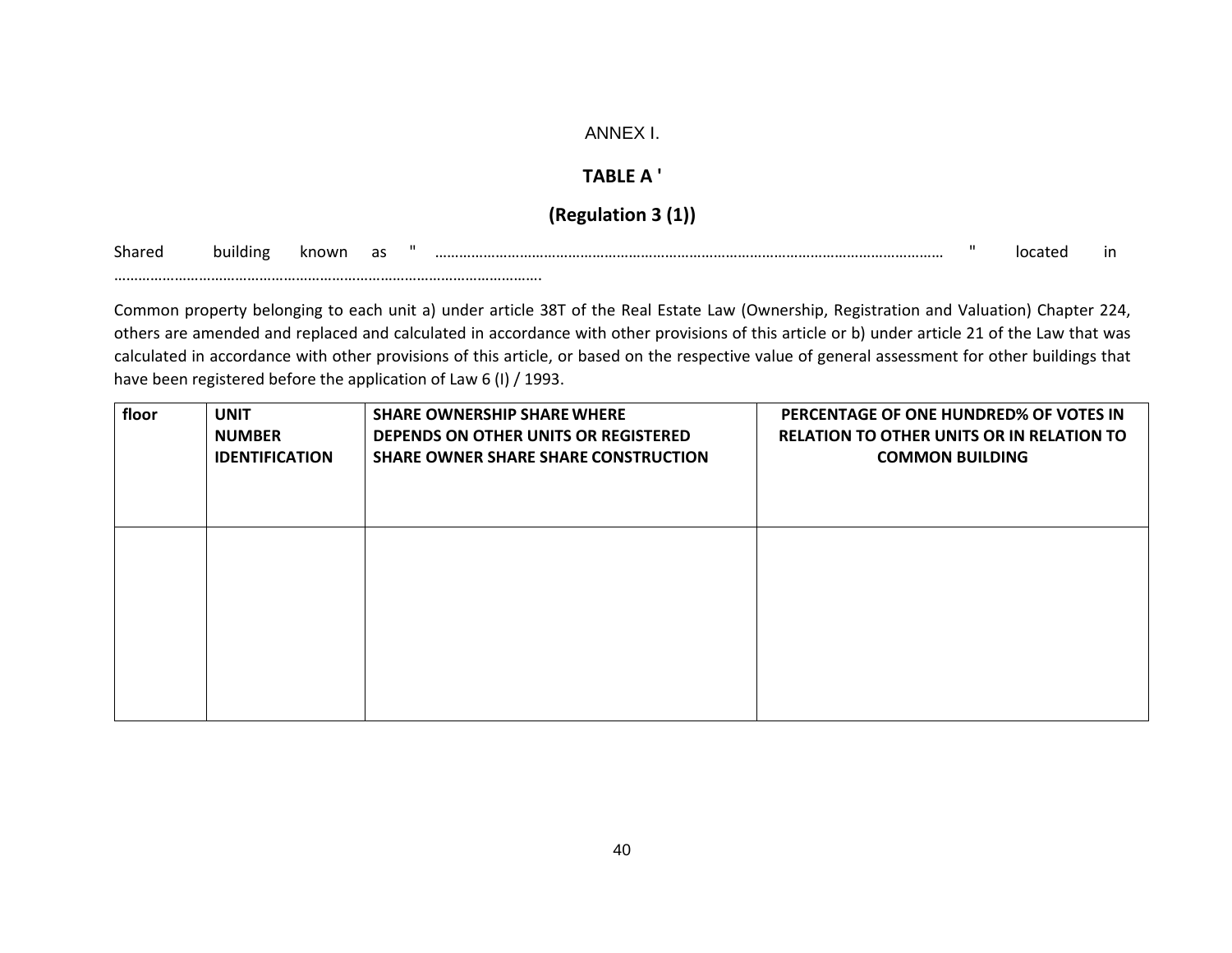ANNEX I.

**TABLE A '**

**(Regulation 3 (1))**

Shared building known as " …………………………………………………………………………………………………………… " located in …………………………………………………………………………………….

Common property belonging to each unit a) under article 38T of the Real Estate Law (Ownership, Registration and Valuation) Chapter 224, others are amended and replaced and calculated in accordance with other provisions of this article or b) under article 21 of the Law that was calculated in accordance with other provisions of this article, or based on the respective value of general assessment for other buildings that have been registered before the application of Law 6 (I) / 1993.

| floor | UNIT NUMBER IDENTIFICATION | SHARE OWNERSHIP SHARE WHERE DEPENDS ON OTHER UNITS OR REGISTERED SHARE OWNER SHARE SHARE CONSTRUCTION | PERCENTAGE OF ONE HUNDRED% OF VOTES IN RELATION TO OTHER UNITS OR IN RELATION TO COMMON BUILDING |
|---|---|---|---|
| | | | |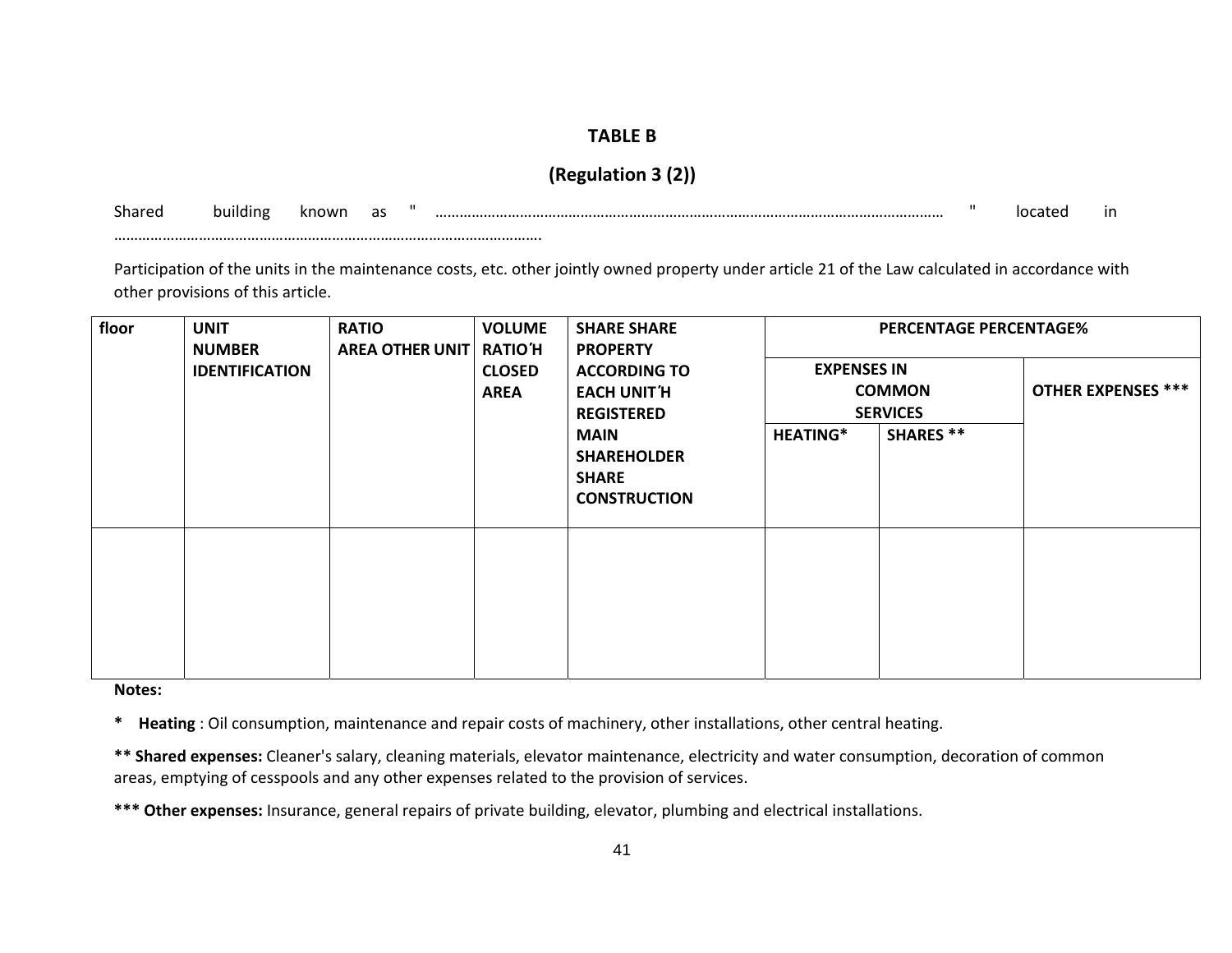## TABLE B

### (Regulation 3 (2))

Shared building known as " …………………………………………………………………………………………………………………… " located in …………………………………………………………………………………………….

Participation of the units in the maintenance costs, etc. other jointly owned property under article 21 of the Law calculated in accordance with other provisions of this article.

| floor | UNIT NUMBER IDENTIFICATION | RATIO AREA OTHER UNIT | VOLUME RATIO΄H CLOSED AREA | SHARE SHARE PROPERTY ACCORDING TO EACH UNIT΄H REGISTERED MAIN SHAREHOLDER SHARE CONSTRUCTION | PERCENTAGE PERCENTAGE% | | |
|---|---|---|---|---|---|---|---|
| | | | | | EXPENSES IN COMMON SERVICES | | OTHER EXPENSES *** |
| | | | | | HEATING* | SHARES ** | |
| | | | | | | | |

**Notes:**

**\*** **Heating** : Oil consumption, maintenance and repair costs of machinery, other installations, other central heating.

**\*\* Shared expenses:** Cleaner's salary, cleaning materials, elevator maintenance, electricity and water consumption, decoration of common areas, emptying of cesspools and any other expenses related to the provision of services.

**\*\*\* Other expenses:** Insurance, general repairs of private building, elevator, plumbing and electrical installations.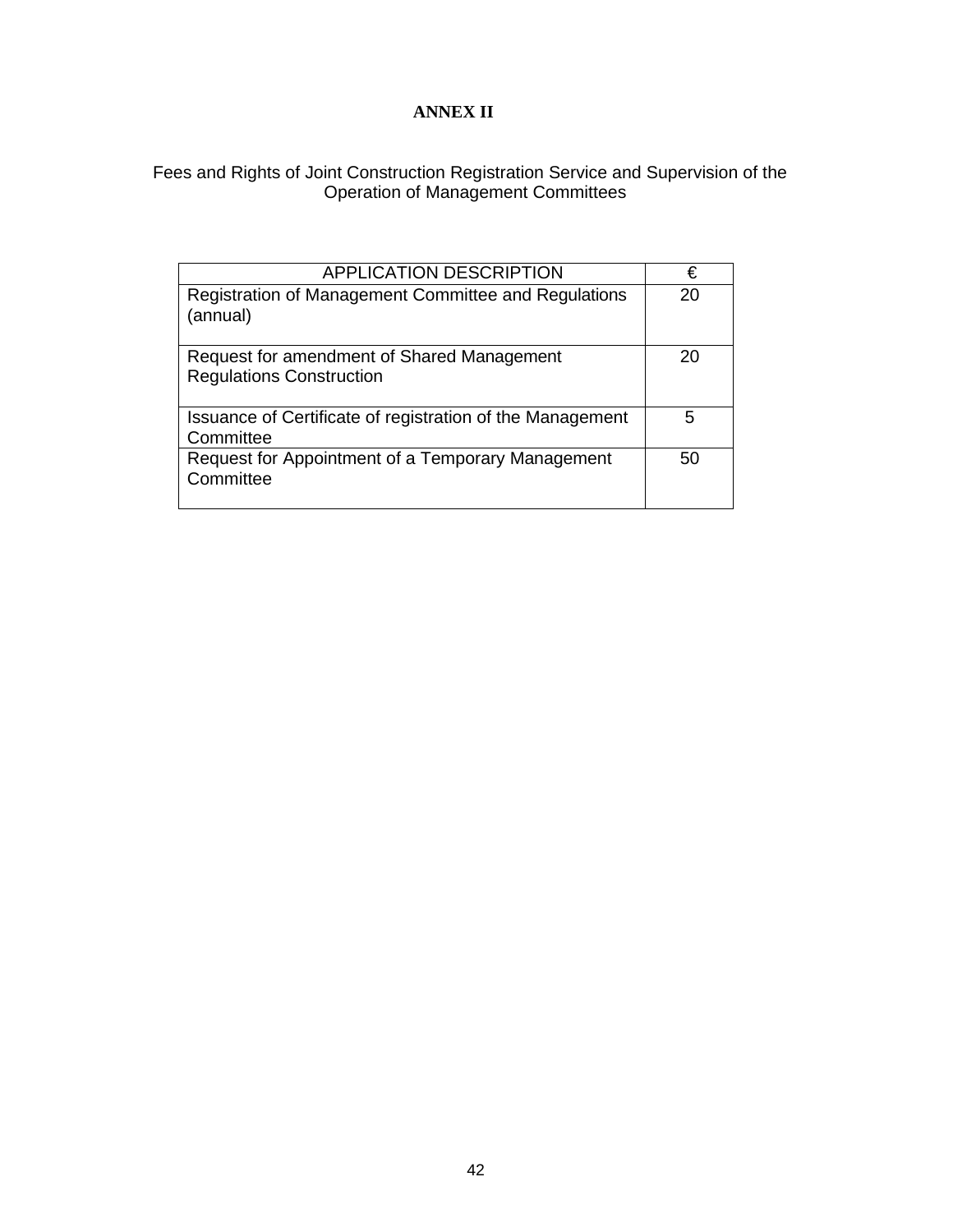# ANNEX II

Fees and Rights of Joint Construction Registration Service and Supervision of the Operation of Management Committees

| APPLICATION DESCRIPTION | € |
|---|---|
| Registration of Management Committee and Regulations (annual) | 20 |
| Request for amendment of Shared Management Regulations Construction | 20 |
| Issuance of Certificate of registration of the Management Committee | 5 |
| Request for Appointment of a Temporary Management Committee | 50 |